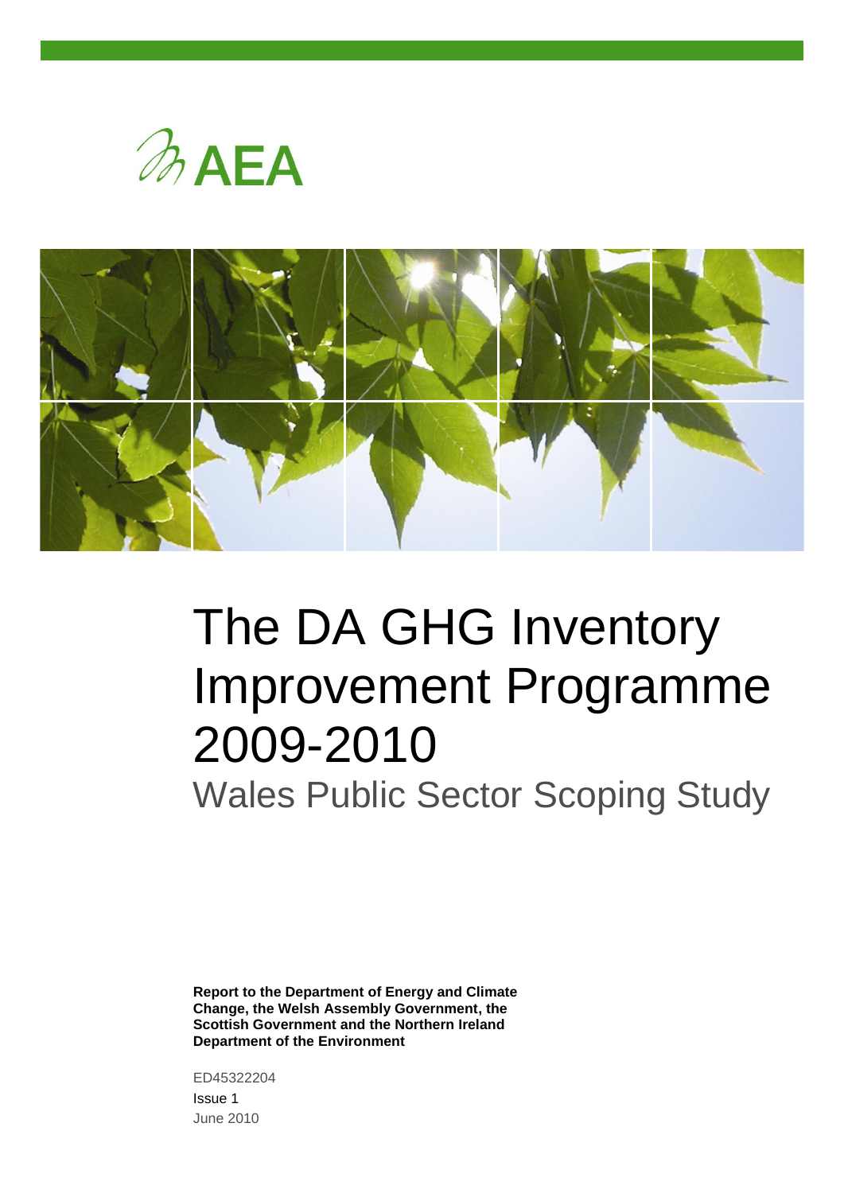AEA

# The DA GHG Inventory Improvement Programme 2009-2010

## Wales Public Sector Scoping Study

**Report to the Department of Energy and Climate Change, the Welsh Assembly Government, the Scottish Government and the Northern Ireland Department of the Environment**

ED45322204

Issue 1

June 2010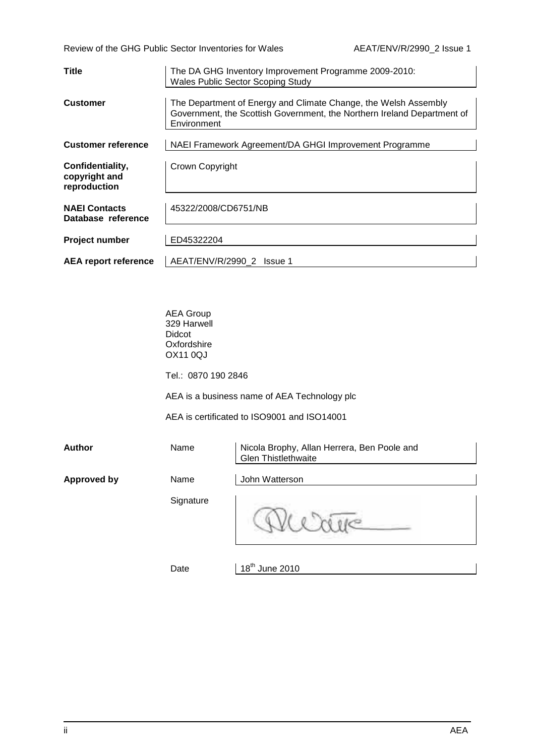| | |
|---|---|
| **Title** | The DA GHG Inventory Improvement Programme 2009-2010: Wales Public Sector Scoping Study |
| **Customer** | The Department of Energy and Climate Change, the Welsh Assembly Government, the Scottish Government, the Northern Ireland Department of Environment |
| **Customer reference** | NAEI Framework Agreement/DA GHGI Improvement Programme |
| **Confidentiality, copyright and reproduction** | Crown Copyright |
| **NAEI Contacts Database reference** | 45322/2008/CD6751/NB |
| **Project number** | ED45322204 |
| **AEA report reference** | AEAT/ENV/R/2990_2 Issue 1 |

AEA Group
329 Harwell
Didcot
Oxfordshire
OX11 0QJ

Tel.: 0870 190 2846

AEA is a business name of AEA Technology plc

AEA is certificated to ISO9001 and ISO14001

| | | |
|---|---|---|
| **Author** | Name | Nicola Brophy, Allan Herrera, Ben Poole and Glen Thistlethwaite |
| **Approved by** | Name | John Watterson |
| | Signature | |
| | Date | 18th June 2010 |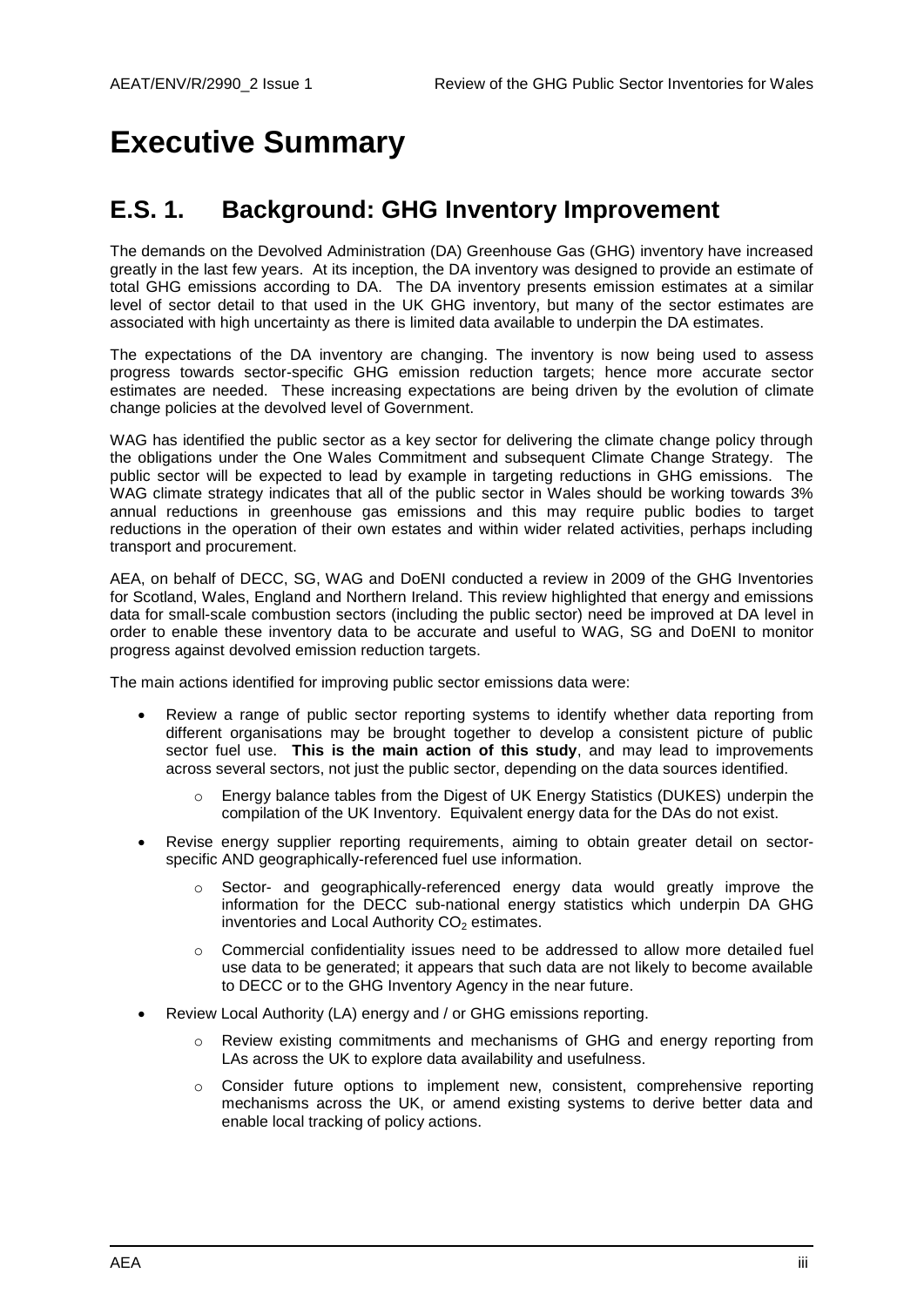# Executive Summary

## E.S. 1. Background: GHG Inventory Improvement

The demands on the Devolved Administration (DA) Greenhouse Gas (GHG) inventory have increased greatly in the last few years. At its inception, the DA inventory was designed to provide an estimate of total GHG emissions according to DA. The DA inventory presents emission estimates at a similar level of sector detail to that used in the UK GHG inventory, but many of the sector estimates are associated with high uncertainty as there is limited data available to underpin the DA estimates.

The expectations of the DA inventory are changing. The inventory is now being used to assess progress towards sector-specific GHG emission reduction targets; hence more accurate sector estimates are needed. These increasing expectations are being driven by the evolution of climate change policies at the devolved level of Government.

WAG has identified the public sector as a key sector for delivering the climate change policy through the obligations under the One Wales Commitment and subsequent Climate Change Strategy. The public sector will be expected to lead by example in targeting reductions in GHG emissions. The WAG climate strategy indicates that all of the public sector in Wales should be working towards 3% annual reductions in greenhouse gas emissions and this may require public bodies to target reductions in the operation of their own estates and within wider related activities, perhaps including transport and procurement.

AEA, on behalf of DECC, SG, WAG and DoENI conducted a review in 2009 of the GHG Inventories for Scotland, Wales, England and Northern Ireland. This review highlighted that energy and emissions data for small-scale combustion sectors (including the public sector) need be improved at DA level in order to enable these inventory data to be accurate and useful to WAG, SG and DoENI to monitor progress against devolved emission reduction targets.

The main actions identified for improving public sector emissions data were:

- Review a range of public sector reporting systems to identify whether data reporting from different organisations may be brought together to develop a consistent picture of public sector fuel use. **This is the main action of this study**, and may lead to improvements across several sectors, not just the public sector, depending on the data sources identified.
    - Energy balance tables from the Digest of UK Energy Statistics (DUKES) underpin the compilation of the UK Inventory. Equivalent energy data for the DAs do not exist.
- Revise energy supplier reporting requirements, aiming to obtain greater detail on sector-specific AND geographically-referenced fuel use information.
    - Sector- and geographically-referenced energy data would greatly improve the information for the DECC sub-national energy statistics which underpin DA GHG inventories and Local Authority $CO_2$ estimates.
    - Commercial confidentiality issues need to be addressed to allow more detailed fuel use data to be generated; it appears that such data are not likely to become available to DECC or to the GHG Inventory Agency in the near future.
- Review Local Authority (LA) energy and / or GHG emissions reporting.
    - Review existing commitments and mechanisms of GHG and energy reporting from LAs across the UK to explore data availability and usefulness.
    - Consider future options to implement new, consistent, comprehensive reporting mechanisms across the UK, or amend existing systems to derive better data and enable local tracking of policy actions.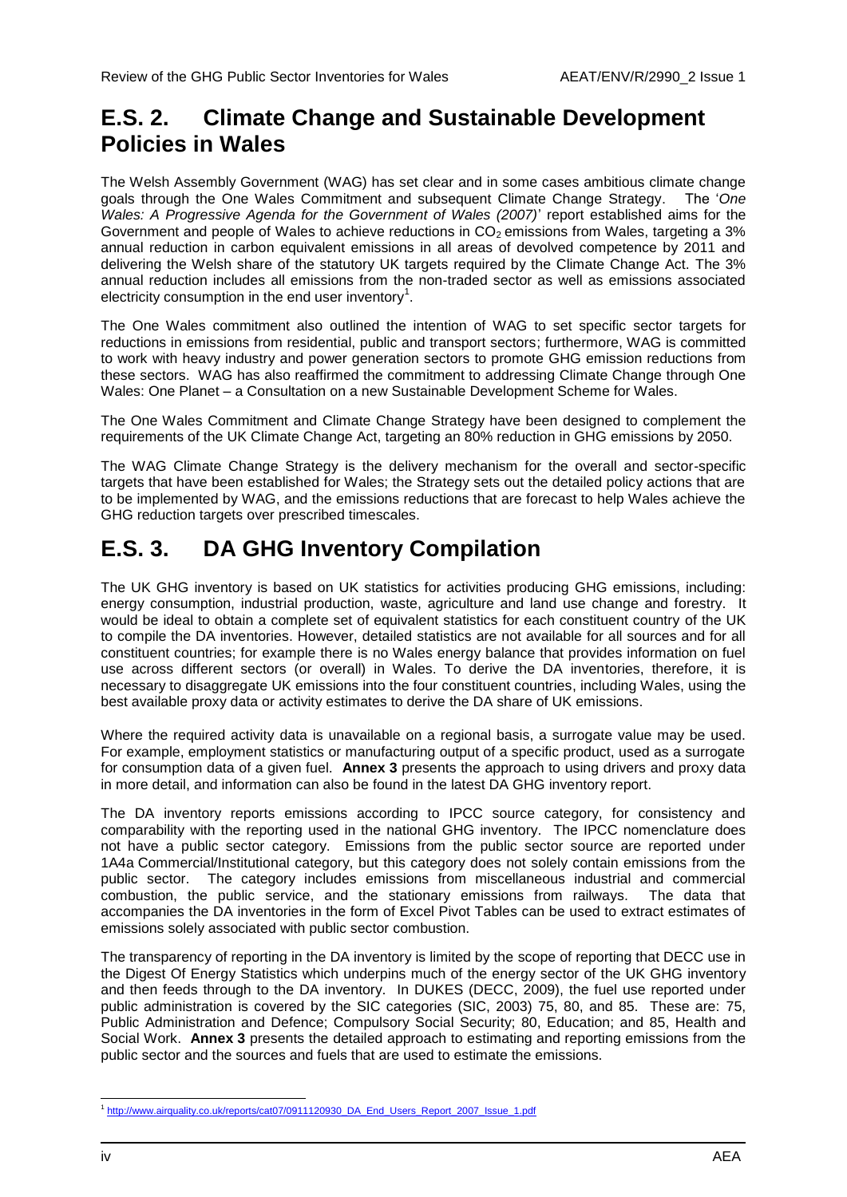## E.S. 2. Climate Change and Sustainable Development Policies in Wales

The Welsh Assembly Government (WAG) has set clear and in some cases ambitious climate change goals through the One Wales Commitment and subsequent Climate Change Strategy. The '*One Wales: A Progressive Agenda for the Government of Wales (2007)*' report established aims for the Government and people of Wales to achieve reductions in $CO_2$ emissions from Wales, targeting a 3% annual reduction in carbon equivalent emissions in all areas of devolved competence by 2011 and delivering the Welsh share of the statutory UK targets required by the Climate Change Act. The 3% annual reduction includes all emissions from the non-traded sector as well as emissions associated electricity consumption in the end user inventory[1].

The One Wales commitment also outlined the intention of WAG to set specific sector targets for reductions in emissions from residential, public and transport sectors; furthermore, WAG is committed to work with heavy industry and power generation sectors to promote GHG emission reductions from these sectors. WAG has also reaffirmed the commitment to addressing Climate Change through One Wales: One Planet – a Consultation on a new Sustainable Development Scheme for Wales.

The One Wales Commitment and Climate Change Strategy have been designed to complement the requirements of the UK Climate Change Act, targeting an 80% reduction in GHG emissions by 2050.

The WAG Climate Change Strategy is the delivery mechanism for the overall and sector-specific targets that have been established for Wales; the Strategy sets out the detailed policy actions that are to be implemented by WAG, and the emissions reductions that are forecast to help Wales achieve the GHG reduction targets over prescribed timescales.

## E.S. 3. DA GHG Inventory Compilation

The UK GHG inventory is based on UK statistics for activities producing GHG emissions, including: energy consumption, industrial production, waste, agriculture and land use change and forestry. It would be ideal to obtain a complete set of equivalent statistics for each constituent country of the UK to compile the DA inventories. However, detailed statistics are not available for all sources and for all constituent countries; for example there is no Wales energy balance that provides information on fuel use across different sectors (or overall) in Wales. To derive the DA inventories, therefore, it is necessary to disaggregate UK emissions into the four constituent countries, including Wales, using the best available proxy data or activity estimates to derive the DA share of UK emissions.

Where the required activity data is unavailable on a regional basis, a surrogate value may be used. For example, employment statistics or manufacturing output of a specific product, used as a surrogate for consumption data of a given fuel. **Annex 3** presents the approach to using drivers and proxy data in more detail, and information can also be found in the latest DA GHG inventory report.

The DA inventory reports emissions according to IPCC source category, for consistency and comparability with the reporting used in the national GHG inventory. The IPCC nomenclature does not have a public sector category. Emissions from the public sector source are reported under 1A4a Commercial/Institutional category, but this category does not solely contain emissions from the public sector. The category includes emissions from miscellaneous industrial and commercial combustion, the public service, and the stationary emissions from railways. The data that accompanies the DA inventories in the form of Excel Pivot Tables can be used to extract estimates of emissions solely associated with public sector combustion.

The transparency of reporting in the DA inventory is limited by the scope of reporting that DECC use in the Digest Of Energy Statistics which underpins much of the energy sector of the UK GHG inventory and then feeds through to the DA inventory. In DUKES (DECC, 2009), the fuel use reported under public administration is covered by the SIC categories (SIC, 2003) 75, 80, and 85. These are: 75, Public Administration and Defence; Compulsory Social Security; 80, Education; and 85, Health and Social Work. **Annex 3** presents the detailed approach to estimating and reporting emissions from the public sector and the sources and fuels that are used to estimate the emissions.

[1] http://www.airquality.co.uk/reports/cat07/0911120930_DA_End_Users_Report_2007_Issue_1.pdf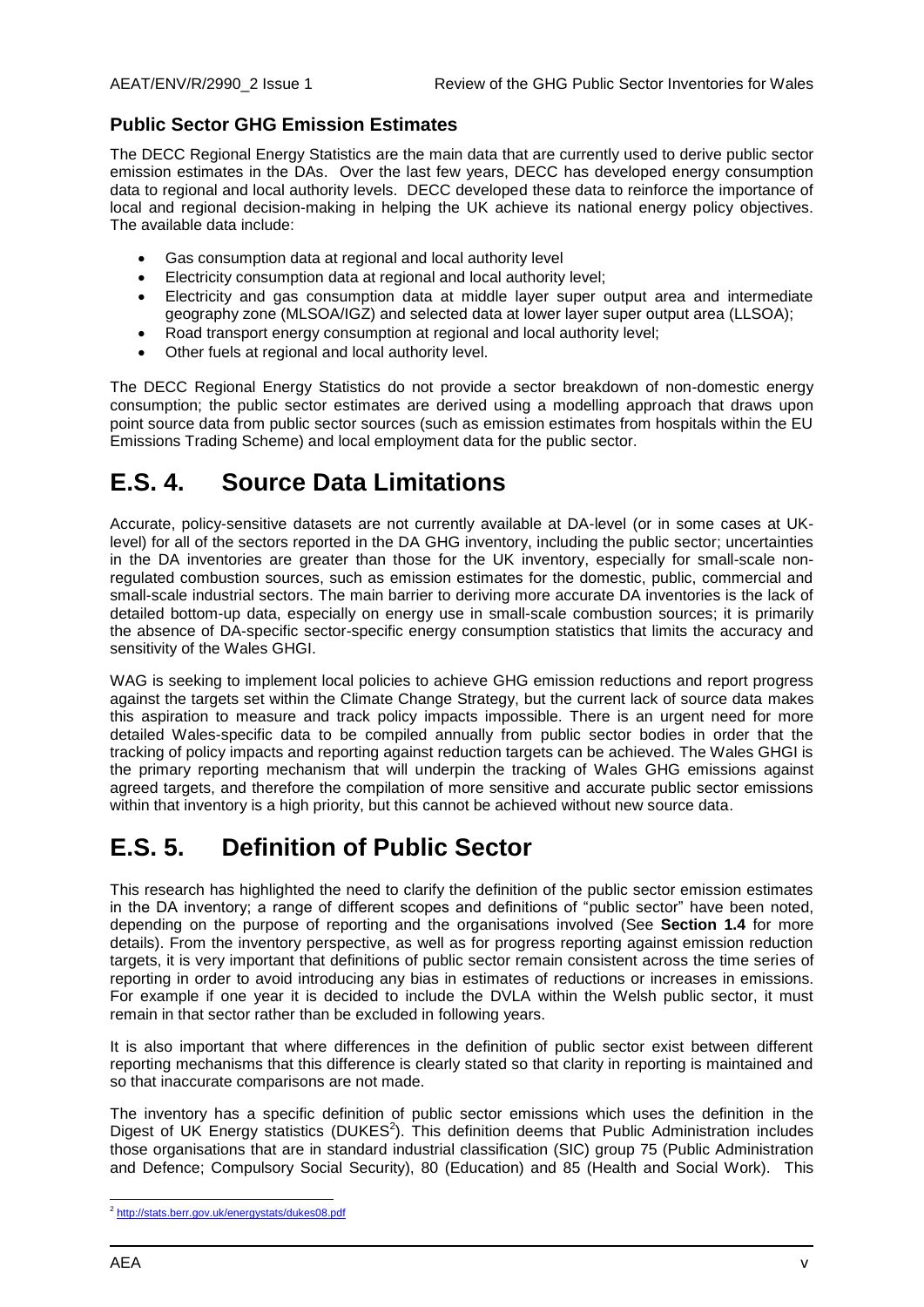### Public Sector GHG Emission Estimates

The DECC Regional Energy Statistics are the main data that are currently used to derive public sector emission estimates in the DAs. Over the last few years, DECC has developed energy consumption data to regional and local authority levels. DECC developed these data to reinforce the importance of local and regional decision-making in helping the UK achieve its national energy policy objectives. The available data include:

- Gas consumption data at regional and local authority level
- Electricity consumption data at regional and local authority level;
- Electricity and gas consumption data at middle layer super output area and intermediate geography zone (MLSOA/IGZ) and selected data at lower layer super output area (LLSOA);
- Road transport energy consumption at regional and local authority level;
- Other fuels at regional and local authority level.

The DECC Regional Energy Statistics do not provide a sector breakdown of non-domestic energy consumption; the public sector estimates are derived using a modelling approach that draws upon point source data from public sector sources (such as emission estimates from hospitals within the EU Emissions Trading Scheme) and local employment data for the public sector.

# E.S. 4. Source Data Limitations

Accurate, policy-sensitive datasets are not currently available at DA-level (or in some cases at UK-level) for all of the sectors reported in the DA GHG inventory, including the public sector; uncertainties in the DA inventories are greater than those for the UK inventory, especially for small-scale non-regulated combustion sources, such as emission estimates for the domestic, public, commercial and small-scale industrial sectors. The main barrier to deriving more accurate DA inventories is the lack of detailed bottom-up data, especially on energy use in small-scale combustion sources; it is primarily the absence of DA-specific sector-specific energy consumption statistics that limits the accuracy and sensitivity of the Wales GHGI.

WAG is seeking to implement local policies to achieve GHG emission reductions and report progress against the targets set within the Climate Change Strategy, but the current lack of source data makes this aspiration to measure and track policy impacts impossible. There is an urgent need for more detailed Wales-specific data to be compiled annually from public sector bodies in order that the tracking of policy impacts and reporting against reduction targets can be achieved. The Wales GHGI is the primary reporting mechanism that will underpin the tracking of Wales GHG emissions against agreed targets, and therefore the compilation of more sensitive and accurate public sector emissions within that inventory is a high priority, but this cannot be achieved without new source data.

# E.S. 5. Definition of Public Sector

This research has highlighted the need to clarify the definition of the public sector emission estimates in the DA inventory; a range of different scopes and definitions of "public sector" have been noted, depending on the purpose of reporting and the organisations involved (See **Section 1.4** for more details). From the inventory perspective, as well as for progress reporting against emission reduction targets, it is very important that definitions of public sector remain consistent across the time series of reporting in order to avoid introducing any bias in estimates of reductions or increases in emissions. For example if one year it is decided to include the DVLA within the Welsh public sector, it must remain in that sector rather than be excluded in following years.

It is also important that where differences in the definition of public sector exist between different reporting mechanisms that this difference is clearly stated so that clarity in reporting is maintained and so that inaccurate comparisons are not made.

The inventory has a specific definition of public sector emissions which uses the definition in the Digest of UK Energy statistics (DUKES[2]). This definition deems that Public Administration includes those organisations that are in standard industrial classification (SIC) group 75 (Public Administration and Defence; Compulsory Social Security), 80 (Education) and 85 (Health and Social Work). This

[2] http://stats.berr.gov.uk/energystats/dukes08.pdf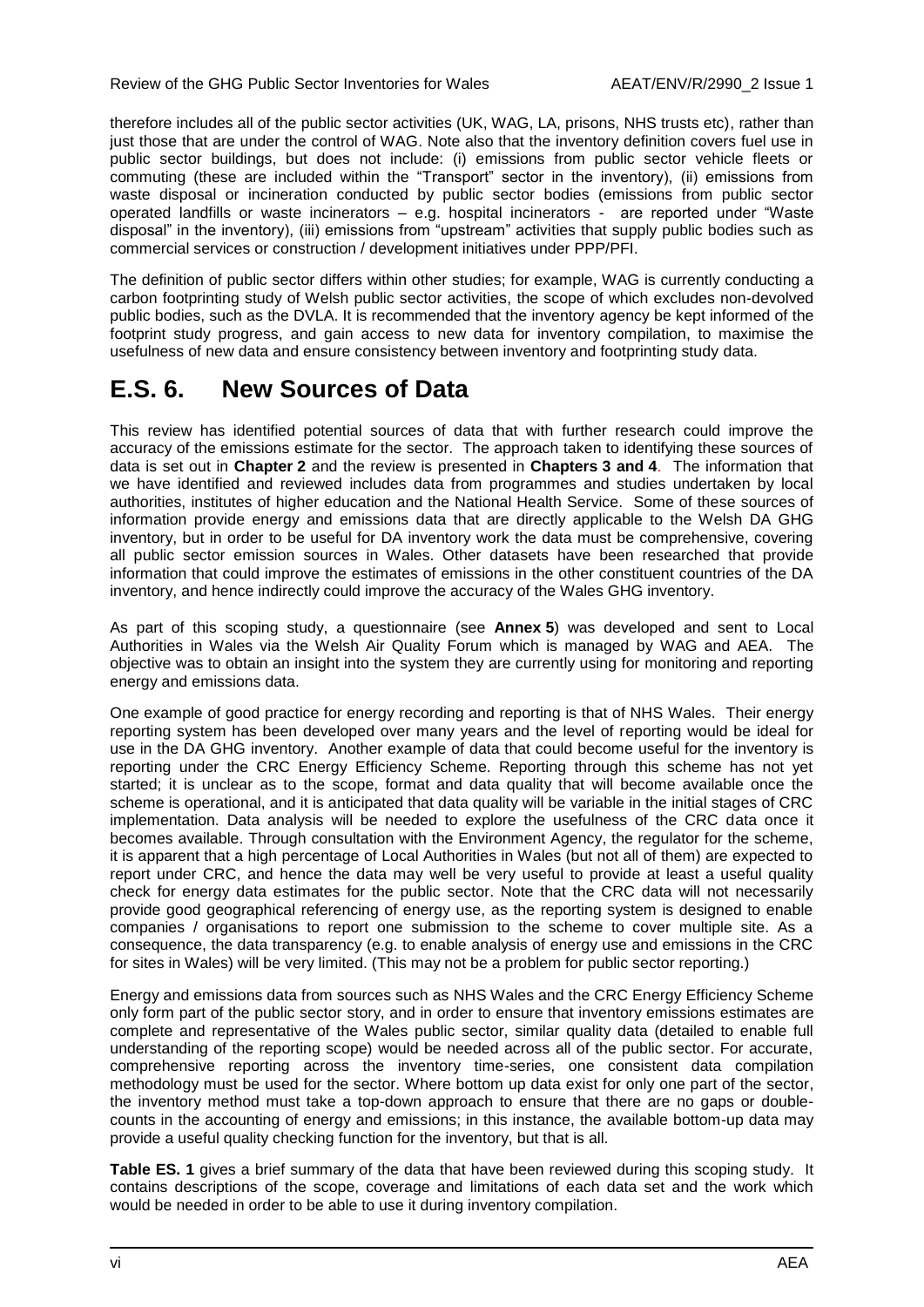therefore includes all of the public sector activities (UK, WAG, LA, prisons, NHS trusts etc), rather than just those that are under the control of WAG. Note also that the inventory definition covers fuel use in public sector buildings, but does not include: (i) emissions from public sector vehicle fleets or commuting (these are included within the "Transport" sector in the inventory), (ii) emissions from waste disposal or incineration conducted by public sector bodies (emissions from public sector operated landfills or waste incinerators – e.g. hospital incinerators - are reported under "Waste disposal" in the inventory), (iii) emissions from "upstream" activities that supply public bodies such as commercial services or construction / development initiatives under PPP/PFI.

The definition of public sector differs within other studies; for example, WAG is currently conducting a carbon footprinting study of Welsh public sector activities, the scope of which excludes non-devolved public bodies, such as the DVLA. It is recommended that the inventory agency be kept informed of the footprint study progress, and gain access to new data for inventory compilation, to maximise the usefulness of new data and ensure consistency between inventory and footprinting study data.

# E.S. 6. New Sources of Data

This review has identified potential sources of data that with further research could improve the accuracy of the emissions estimate for the sector. The approach taken to identifying these sources of data is set out in **Chapter 2** and the review is presented in **Chapters 3 and 4**. The information that we have identified and reviewed includes data from programmes and studies undertaken by local authorities, institutes of higher education and the National Health Service. Some of these sources of information provide energy and emissions data that are directly applicable to the Welsh DA GHG inventory, but in order to be useful for DA inventory work the data must be comprehensive, covering all public sector emission sources in Wales. Other datasets have been researched that provide information that could improve the estimates of emissions in the other constituent countries of the DA inventory, and hence indirectly could improve the accuracy of the Wales GHG inventory.

As part of this scoping study, a questionnaire (see **Annex 5**) was developed and sent to Local Authorities in Wales via the Welsh Air Quality Forum which is managed by WAG and AEA. The objective was to obtain an insight into the system they are currently using for monitoring and reporting energy and emissions data.

One example of good practice for energy recording and reporting is that of NHS Wales. Their energy reporting system has been developed over many years and the level of reporting would be ideal for use in the DA GHG inventory. Another example of data that could become useful for the inventory is reporting under the CRC Energy Efficiency Scheme. Reporting through this scheme has not yet started; it is unclear as to the scope, format and data quality that will become available once the scheme is operational, and it is anticipated that data quality will be variable in the initial stages of CRC implementation. Data analysis will be needed to explore the usefulness of the CRC data once it becomes available. Through consultation with the Environment Agency, the regulator for the scheme, it is apparent that a high percentage of Local Authorities in Wales (but not all of them) are expected to report under CRC, and hence the data may well be very useful to provide at least a useful quality check for energy data estimates for the public sector. Note that the CRC data will not necessarily provide good geographical referencing of energy use, as the reporting system is designed to enable companies / organisations to report one submission to the scheme to cover multiple site. As a consequence, the data transparency (e.g. to enable analysis of energy use and emissions in the CRC for sites in Wales) will be very limited. (This may not be a problem for public sector reporting.)

Energy and emissions data from sources such as NHS Wales and the CRC Energy Efficiency Scheme only form part of the public sector story, and in order to ensure that inventory emissions estimates are complete and representative of the Wales public sector, similar quality data (detailed to enable full understanding of the reporting scope) would be needed across all of the public sector. For accurate, comprehensive reporting across the inventory time-series, one consistent data compilation methodology must be used for the sector. Where bottom up data exist for only one part of the sector, the inventory method must take a top-down approach to ensure that there are no gaps or double-counts in the accounting of energy and emissions; in this instance, the available bottom-up data may provide a useful quality checking function for the inventory, but that is all.

**Table ES. 1** gives a brief summary of the data that have been reviewed during this scoping study. It contains descriptions of the scope, coverage and limitations of each data set and the work which would be needed in order to be able to use it during inventory compilation.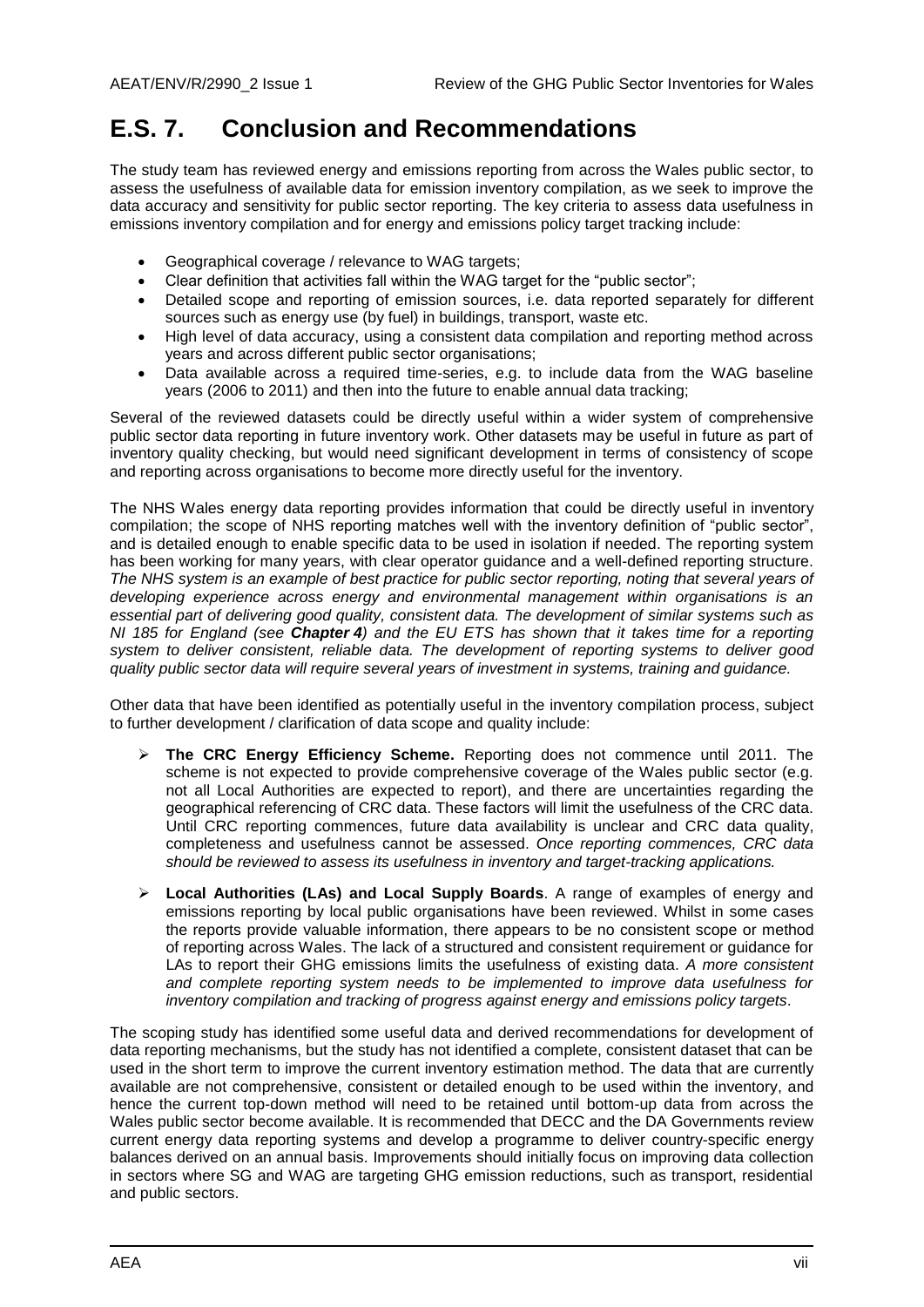# E.S. 7. Conclusion and Recommendations

The study team has reviewed energy and emissions reporting from across the Wales public sector, to assess the usefulness of available data for emission inventory compilation, as we seek to improve the data accuracy and sensitivity for public sector reporting. The key criteria to assess data usefulness in emissions inventory compilation and for energy and emissions policy target tracking include:

- Geographical coverage / relevance to WAG targets;
- Clear definition that activities fall within the WAG target for the "public sector";
- Detailed scope and reporting of emission sources, i.e. data reported separately for different sources such as energy use (by fuel) in buildings, transport, waste etc.
- High level of data accuracy, using a consistent data compilation and reporting method across years and across different public sector organisations;
- Data available across a required time-series, e.g. to include data from the WAG baseline years (2006 to 2011) and then into the future to enable annual data tracking;

Several of the reviewed datasets could be directly useful within a wider system of comprehensive public sector data reporting in future inventory work. Other datasets may be useful in future as part of inventory quality checking, but would need significant development in terms of consistency of scope and reporting across organisations to become more directly useful for the inventory.

The NHS Wales energy data reporting provides information that could be directly useful in inventory compilation; the scope of NHS reporting matches well with the inventory definition of "public sector", and is detailed enough to enable specific data to be used in isolation if needed. The reporting system has been working for many years, with clear operator guidance and a well-defined reporting structure. *The NHS system is an example of best practice for public sector reporting, noting that several years of developing experience across energy and environmental management within organisations is an essential part of delivering good quality, consistent data. The development of similar systems such as NI 185 for England (see* ***Chapter 4****) and the EU ETS has shown that it takes time for a reporting system to deliver consistent, reliable data. The development of reporting systems to deliver good quality public sector data will require several years of investment in systems, training and guidance.*

Other data that have been identified as potentially useful in the inventory compilation process, subject to further development / clarification of data scope and quality include:

- **The CRC Energy Efficiency Scheme.** Reporting does not commence until 2011. The scheme is not expected to provide comprehensive coverage of the Wales public sector (e.g. not all Local Authorities are expected to report), and there are uncertainties regarding the geographical referencing of CRC data. These factors will limit the usefulness of the CRC data. Until CRC reporting commences, future data availability is unclear and CRC data quality, completeness and usefulness cannot be assessed. *Once reporting commences, CRC data should be reviewed to assess its usefulness in inventory and target-tracking applications.*

- **Local Authorities (LAs) and Local Supply Boards**. A range of examples of energy and emissions reporting by local public organisations have been reviewed. Whilst in some cases the reports provide valuable information, there appears to be no consistent scope or method of reporting across Wales. The lack of a structured and consistent requirement or guidance for LAs to report their GHG emissions limits the usefulness of existing data. *A more consistent and complete reporting system needs to be implemented to improve data usefulness for inventory compilation and tracking of progress against energy and emissions policy targets*.

The scoping study has identified some useful data and derived recommendations for development of data reporting mechanisms, but the study has not identified a complete, consistent dataset that can be used in the short term to improve the current inventory estimation method. The data that are currently available are not comprehensive, consistent or detailed enough to be used within the inventory, and hence the current top-down method will need to be retained until bottom-up data from across the Wales public sector become available. It is recommended that DECC and the DA Governments review current energy data reporting systems and develop a programme to deliver country-specific energy balances derived on an annual basis. Improvements should initially focus on improving data collection in sectors where SG and WAG are targeting GHG emission reductions, such as transport, residential and public sectors.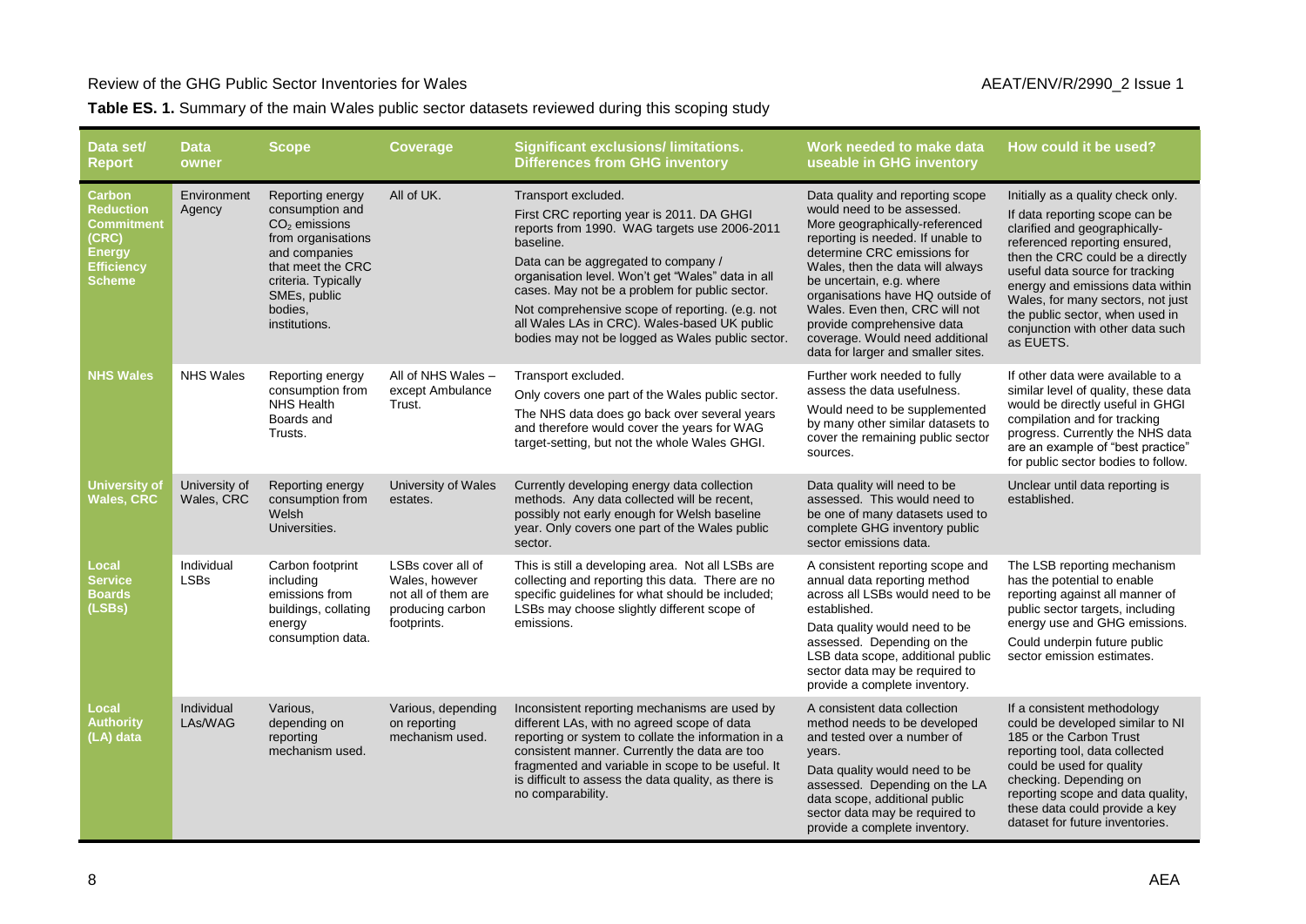**Table ES. 1.** Summary of the main Wales public sector datasets reviewed during this scoping study

| Data set/ Report | Data owner | Scope | Coverage | Significant exclusions/ limitations. Differences from GHG inventory | Work needed to make data useable in GHG inventory | How could it be used? |
|---|---|---|---|---|---|---|
| **Carbon Reduction Commitment (CRC) Energy Efficiency Scheme** | Environment Agency | Reporting energy consumption and $CO_2$ emissions from organisations and companies that meet the CRC criteria. Typically SMEs, public bodies, institutions. | All of UK. | Transport excluded.<br>First CRC reporting year is 2011. DA GHGI reports from 1990. WAG targets use 2006-2011 baseline.<br>Data can be aggregated to company / organisation level. Won't get "Wales" data in all cases. May not be a problem for public sector.<br>Not comprehensive scope of reporting. (e.g. not all Wales LAs in CRC). Wales-based UK public bodies may not be logged as Wales public sector. | Data quality and reporting scope would need to be assessed.<br>More geographically-referenced reporting is needed. If unable to determine CRC emissions for Wales, then the data will always be uncertain, e.g. where organisations have HQ outside of Wales. Even then, CRC will not provide comprehensive data coverage. Would need additional data for larger and smaller sites. | Initially as a quality check only.<br>If data reporting scope can be clarified and geographically-referenced reporting ensured, then the CRC could be a directly useful data source for tracking energy and emissions data within Wales, for many sectors, not just the public sector, when used in conjunction with other data such as EUETS. |
| **NHS Wales** | NHS Wales | Reporting energy consumption from NHS Health Boards and Trusts. | All of NHS Wales – except Ambulance Trust. | Transport excluded.<br>Only covers one part of the Wales public sector.<br>The NHS data does go back over several years and therefore would cover the years for WAG target-setting, but not the whole Wales GHGI. | Further work needed to fully assess the data usefulness.<br>Would need to be supplemented by many other similar datasets to cover the remaining public sector sources. | If other data were available to a similar level of quality, these data would be directly useful in GHGI compilation and for tracking progress. Currently the NHS data are an example of "best practice" for public sector bodies to follow. |
| **University of Wales, CRC** | University of Wales, CRC | Reporting energy consumption from Welsh Universities. | University of Wales estates. | Currently developing energy data collection methods. Any data collected will be recent, possibly not early enough for Welsh baseline year. Only covers one part of the Wales public sector. | Data quality will need to be assessed. This would need to be one of many datasets used to complete GHG inventory public sector emissions data. | Unclear until data reporting is established. |
| **Local Service Boards (LSBs)** | Individual LSBs | Carbon footprint including emissions from buildings, collating energy consumption data. | LSBs cover all of Wales, however not all of them are producing carbon footprints. | This is still a developing area. Not all LSBs are collecting and reporting this data. There are no specific guidelines for what should be included; LSBs may choose slightly different scope of emissions. | A consistent reporting scope and annual data reporting method across all LSBs would need to be established.<br>Data quality would need to be assessed. Depending on the LSB data scope, additional public sector data may be required to provide a complete inventory. | The LSB reporting mechanism has the potential to enable reporting against all manner of public sector targets, including energy use and GHG emissions.<br>Could underpin future public sector emission estimates. |
| **Local Authority (LA) data** | Individual LAs/WAG | Various, depending on reporting mechanism used. | Various, depending on reporting mechanism used. | Inconsistent reporting mechanisms are used by different LAs, with no agreed scope of data reporting or system to collate the information in a consistent manner. Currently the data are too fragmented and variable in scope to be useful. It is difficult to assess the data quality, as there is no comparability. | A consistent data collection method needs to be developed and tested over a number of years.<br>Data quality would need to be assessed. Depending on the LA data scope, additional public sector data may be required to provide a complete inventory. | If a consistent methodology could be developed similar to NI 185 or the Carbon Trust reporting tool, data collected could be used for quality checking. Depending on reporting scope and data quality, these data could provide a key dataset for future inventories. |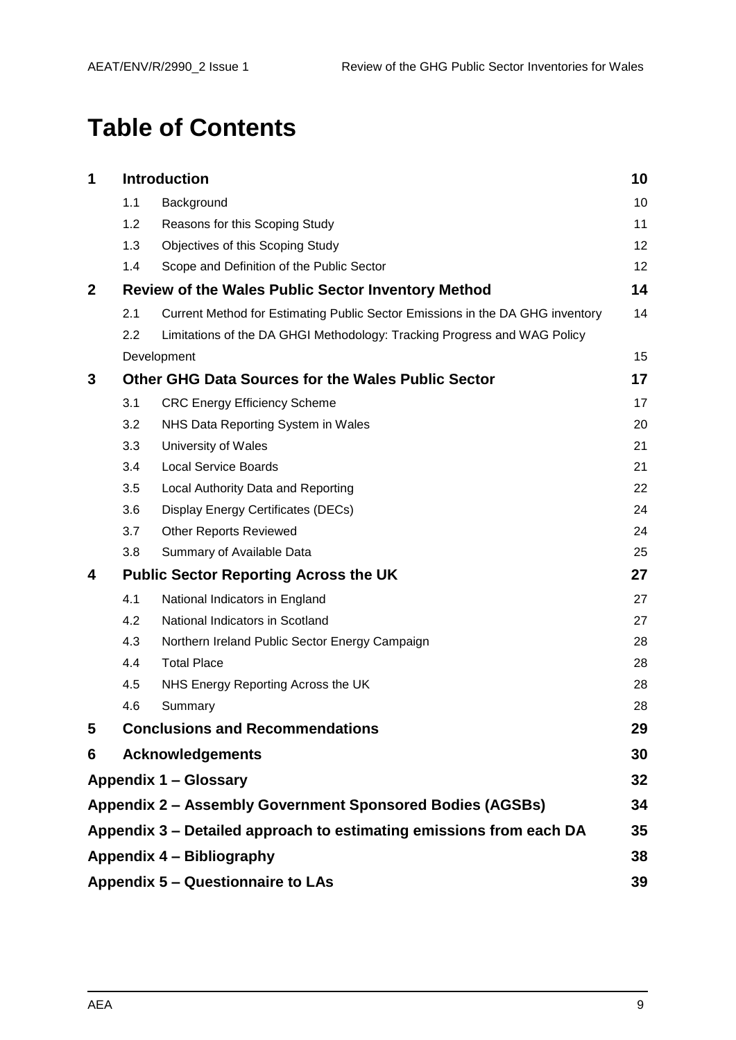# Table of Contents

| | | | |
|---|---|---|---|
| **1** | **Introduction** | | **10** |
| | 1.1 | Background | 10 |
| | 1.2 | Reasons for this Scoping Study | 11 |
| | 1.3 | Objectives of this Scoping Study | 12 |
| | 1.4 | Scope and Definition of the Public Sector | 12 |
| **2** | **Review of the Wales Public Sector Inventory Method** | | **14** |
| | 2.1 | Current Method for Estimating Public Sector Emissions in the DA GHG inventory | 14 |
| | 2.2 | Limitations of the DA GHGI Methodology: Tracking Progress and WAG Policy Development | 15 |
| **3** | **Other GHG Data Sources for the Wales Public Sector** | | **17** |
| | 3.1 | CRC Energy Efficiency Scheme | 17 |
| | 3.2 | NHS Data Reporting System in Wales | 20 |
| | 3.3 | University of Wales | 21 |
| | 3.4 | Local Service Boards | 21 |
| | 3.5 | Local Authority Data and Reporting | 22 |
| | 3.6 | Display Energy Certificates (DECs) | 24 |
| | 3.7 | Other Reports Reviewed | 24 |
| | 3.8 | Summary of Available Data | 25 |
| **4** | **Public Sector Reporting Across the UK** | | **27** |
| | 4.1 | National Indicators in England | 27 |
| | 4.2 | National Indicators in Scotland | 27 |
| | 4.3 | Northern Ireland Public Sector Energy Campaign | 28 |
| | 4.4 | Total Place | 28 |
| | 4.5 | NHS Energy Reporting Across the UK | 28 |
| | 4.6 | Summary | 28 |
| **5** | **Conclusions and Recommendations** | | **29** |
| **6** | **Acknowledgements** | | **30** |
| **Appendix 1 – Glossary** | | | **32** |
| **Appendix 2 – Assembly Government Sponsored Bodies (AGSBs)** | | | **34** |
| **Appendix 3 – Detailed approach to estimating emissions from each DA** | | | **35** |
| **Appendix 4 – Bibliography** | | | **38** |
| **Appendix 5 – Questionnaire to LAs** | | | **39** |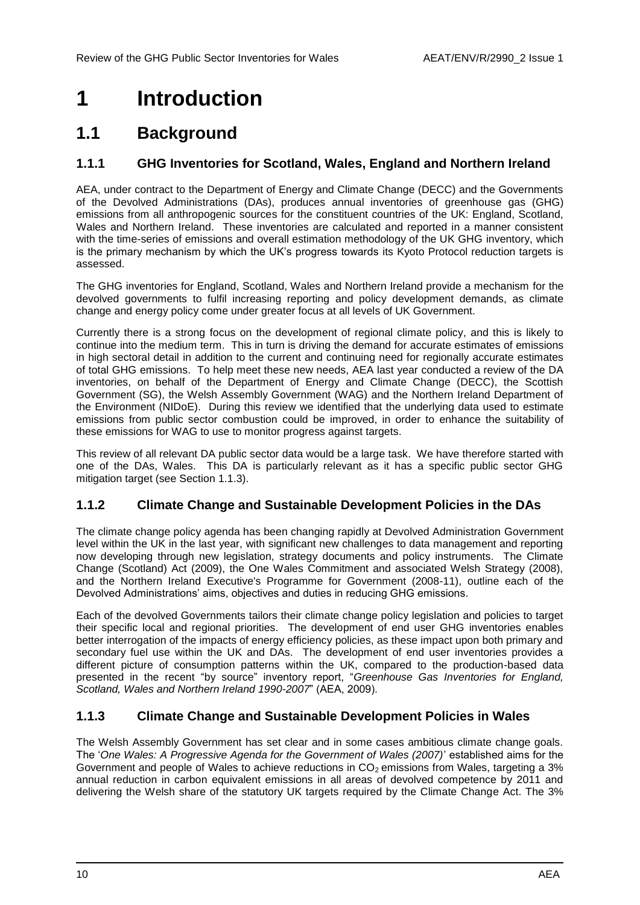# 1 Introduction

## 1.1 Background

### 1.1.1 GHG Inventories for Scotland, Wales, England and Northern Ireland

AEA, under contract to the Department of Energy and Climate Change (DECC) and the Governments of the Devolved Administrations (DAs), produces annual inventories of greenhouse gas (GHG) emissions from all anthropogenic sources for the constituent countries of the UK: England, Scotland, Wales and Northern Ireland. These inventories are calculated and reported in a manner consistent with the time-series of emissions and overall estimation methodology of the UK GHG inventory, which is the primary mechanism by which the UK's progress towards its Kyoto Protocol reduction targets is assessed.

The GHG inventories for England, Scotland, Wales and Northern Ireland provide a mechanism for the devolved governments to fulfil increasing reporting and policy development demands, as climate change and energy policy come under greater focus at all levels of UK Government.

Currently there is a strong focus on the development of regional climate policy, and this is likely to continue into the medium term. This in turn is driving the demand for accurate estimates of emissions in high sectoral detail in addition to the current and continuing need for regionally accurate estimates of total GHG emissions. To help meet these new needs, AEA last year conducted a review of the DA inventories, on behalf of the Department of Energy and Climate Change (DECC), the Scottish Government (SG), the Welsh Assembly Government (WAG) and the Northern Ireland Department of the Environment (NIDoE). During this review we identified that the underlying data used to estimate emissions from public sector combustion could be improved, in order to enhance the suitability of these emissions for WAG to use to monitor progress against targets.

This review of all relevant DA public sector data would be a large task. We have therefore started with one of the DAs, Wales. This DA is particularly relevant as it has a specific public sector GHG mitigation target (see Section 1.1.3).

### 1.1.2 Climate Change and Sustainable Development Policies in the DAs

The climate change policy agenda has been changing rapidly at Devolved Administration Government level within the UK in the last year, with significant new challenges to data management and reporting now developing through new legislation, strategy documents and policy instruments. The Climate Change (Scotland) Act (2009), the One Wales Commitment and associated Welsh Strategy (2008), and the Northern Ireland Executive's Programme for Government (2008-11), outline each of the Devolved Administrations' aims, objectives and duties in reducing GHG emissions.

Each of the devolved Governments tailors their climate change policy legislation and policies to target their specific local and regional priorities. The development of end user GHG inventories enables better interrogation of the impacts of energy efficiency policies, as these impact upon both primary and secondary fuel use within the UK and DAs. The development of end user inventories provides a different picture of consumption patterns within the UK, compared to the production-based data presented in the recent "by source" inventory report, "*Greenhouse Gas Inventories for England, Scotland, Wales and Northern Ireland 1990-2007*" (AEA, 2009).

### 1.1.3 Climate Change and Sustainable Development Policies in Wales

The Welsh Assembly Government has set clear and in some cases ambitious climate change goals. The '*One Wales: A Progressive Agenda for the Government of Wales (2007)*' established aims for the Government and people of Wales to achieve reductions in $CO_2$ emissions from Wales, targeting a 3% annual reduction in carbon equivalent emissions in all areas of devolved competence by 2011 and delivering the Welsh share of the statutory UK targets required by the Climate Change Act. The 3%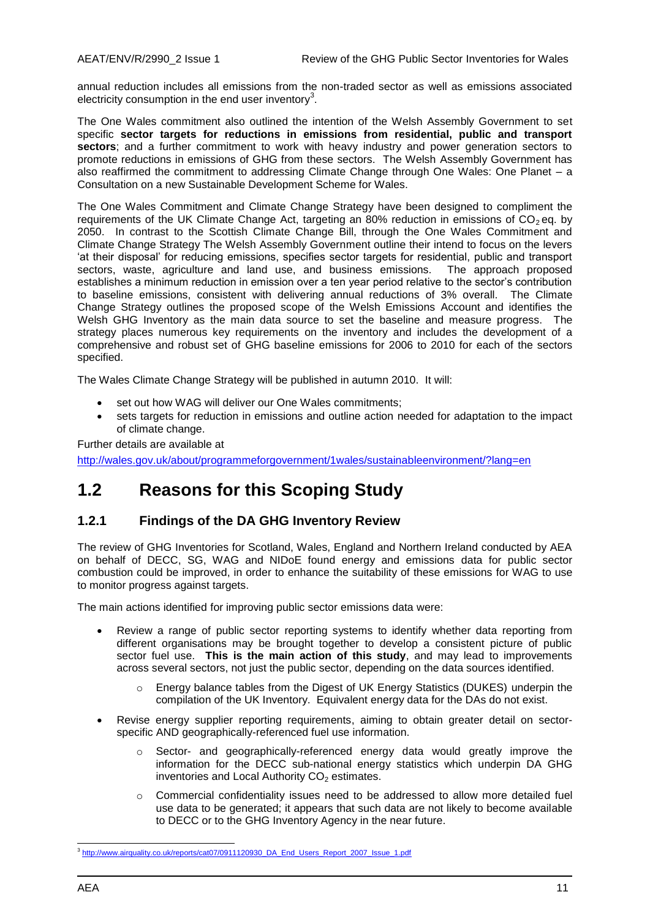annual reduction includes all emissions from the non-traded sector as well as emissions associated electricity consumption in the end user inventory[3].

The One Wales commitment also outlined the intention of the Welsh Assembly Government to set specific **sector targets for reductions in emissions from residential, public and transport sectors**; and a further commitment to work with heavy industry and power generation sectors to promote reductions in emissions of GHG from these sectors. The Welsh Assembly Government has also reaffirmed the commitment to addressing Climate Change through One Wales: One Planet – a Consultation on a new Sustainable Development Scheme for Wales.

The One Wales Commitment and Climate Change Strategy have been designed to compliment the requirements of the UK Climate Change Act, targeting an 80% reduction in emissions of $CO_2$ eq. by 2050. In contrast to the Scottish Climate Change Bill, through the One Wales Commitment and Climate Change Strategy The Welsh Assembly Government outline their intend to focus on the levers 'at their disposal' for reducing emissions, specifies sector targets for residential, public and transport sectors, waste, agriculture and land use, and business emissions. The approach proposed establishes a minimum reduction in emission over a ten year period relative to the sector's contribution to baseline emissions, consistent with delivering annual reductions of 3% overall. The Climate Change Strategy outlines the proposed scope of the Welsh Emissions Account and identifies the Welsh GHG Inventory as the main data source to set the baseline and measure progress. The strategy places numerous key requirements on the inventory and includes the development of a comprehensive and robust set of GHG baseline emissions for 2006 to 2010 for each of the sectors specified.

The Wales Climate Change Strategy will be published in autumn 2010. It will:

- set out how WAG will deliver our One Wales commitments;
- sets targets for reduction in emissions and outline action needed for adaptation to the impact of climate change.

Further details are available at

http://wales.gov.uk/about/programmeforgovernment/1wales/sustainablenvironment/?lang=en

# 1.2 Reasons for this Scoping Study

## 1.2.1 Findings of the DA GHG Inventory Review

The review of GHG Inventories for Scotland, Wales, England and Northern Ireland conducted by AEA on behalf of DECC, SG, WAG and NIDoE found energy and emissions data for public sector combustion could be improved, in order to enhance the suitability of these emissions for WAG to use to monitor progress against targets.

The main actions identified for improving public sector emissions data were:

- Review a range of public sector reporting systems to identify whether data reporting from different organisations may be brought together to develop a consistent picture of public sector fuel use. **This is the main action of this study**, and may lead to improvements across several sectors, not just the public sector, depending on the data sources identified.
  - Energy balance tables from the Digest of UK Energy Statistics (DUKES) underpin the compilation of the UK Inventory. Equivalent energy data for the DAs do not exist.
- Revise energy supplier reporting requirements, aiming to obtain greater detail on sector-specific AND geographically-referenced fuel use information.
  - Sector- and geographically-referenced energy data would greatly improve the information for the DECC sub-national energy statistics which underpin DA GHG inventories and Local Authority $CO_2$ estimates.
  - Commercial confidentiality issues need to be addressed to allow more detailed fuel use data to be generated; it appears that such data are not likely to become available to DECC or to the GHG Inventory Agency in the near future.

[3] http://www.airquality.co.uk/reports/cat07/0911120930_DA_End_Users_Report_2007_Issue_1.pdf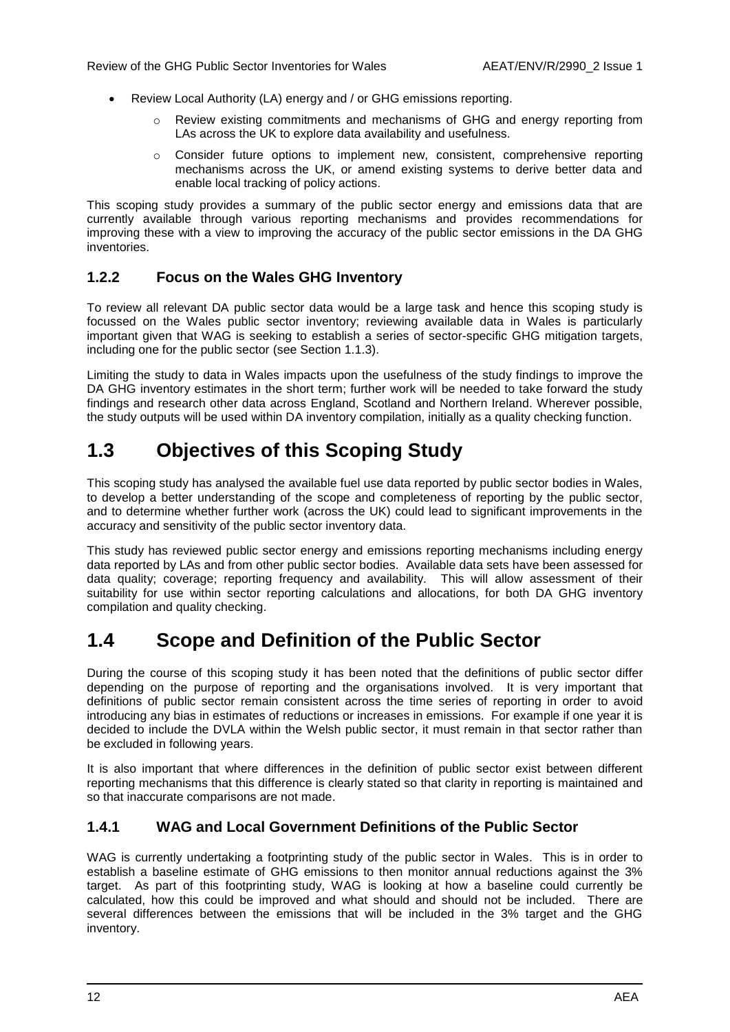- Review Local Authority (LA) energy and / or GHG emissions reporting.
    - Review existing commitments and mechanisms of GHG and energy reporting from LAs across the UK to explore data availability and usefulness.
    - Consider future options to implement new, consistent, comprehensive reporting mechanisms across the UK, or amend existing systems to derive better data and enable local tracking of policy actions.

This scoping study provides a summary of the public sector energy and emissions data that are currently available through various reporting mechanisms and provides recommendations for improving these with a view to improving the accuracy of the public sector emissions in the DA GHG inventories.

### 1.2.2 Focus on the Wales GHG Inventory

To review all relevant DA public sector data would be a large task and hence this scoping study is focussed on the Wales public sector inventory; reviewing available data in Wales is particularly important given that WAG is seeking to establish a series of sector-specific GHG mitigation targets, including one for the public sector (see Section 1.1.3).

Limiting the study to data in Wales impacts upon the usefulness of the study findings to improve the DA GHG inventory estimates in the short term; further work will be needed to take forward the study findings and research other data across England, Scotland and Northern Ireland. Wherever possible, the study outputs will be used within DA inventory compilation, initially as a quality checking function.

## 1.3 Objectives of this Scoping Study

This scoping study has analysed the available fuel use data reported by public sector bodies in Wales, to develop a better understanding of the scope and completeness of reporting by the public sector, and to determine whether further work (across the UK) could lead to significant improvements in the accuracy and sensitivity of the public sector inventory data.

This study has reviewed public sector energy and emissions reporting mechanisms including energy data reported by LAs and from other public sector bodies. Available data sets have been assessed for data quality; coverage; reporting frequency and availability. This will allow assessment of their suitability for use within sector reporting calculations and allocations, for both DA GHG inventory compilation and quality checking.

## 1.4 Scope and Definition of the Public Sector

During the course of this scoping study it has been noted that the definitions of public sector differ depending on the purpose of reporting and the organisations involved. It is very important that definitions of public sector remain consistent across the time series of reporting in order to avoid introducing any bias in estimates of reductions or increases in emissions. For example if one year it is decided to include the DVLA within the Welsh public sector, it must remain in that sector rather than be excluded in following years.

It is also important that where differences in the definition of public sector exist between different reporting mechanisms that this difference is clearly stated so that clarity in reporting is maintained and so that inaccurate comparisons are not made.

### 1.4.1 WAG and Local Government Definitions of the Public Sector

WAG is currently undertaking a footprinting study of the public sector in Wales. This is in order to establish a baseline estimate of GHG emissions to then monitor annual reductions against the 3% target. As part of this footprinting study, WAG is looking at how a baseline could currently be calculated, how this could be improved and what should and should not be included. There are several differences between the emissions that will be included in the 3% target and the GHG inventory.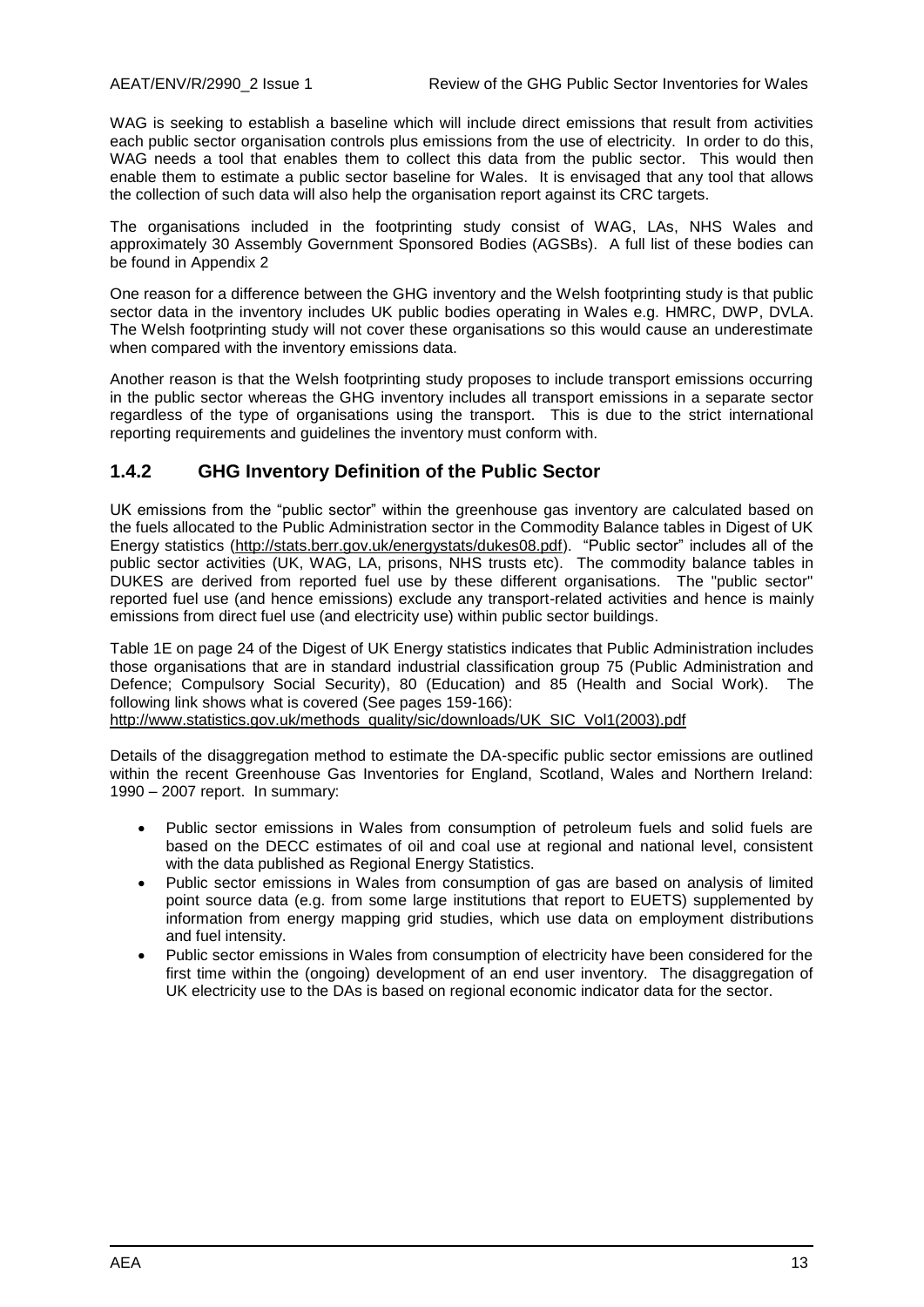WAG is seeking to establish a baseline which will include direct emissions that result from activities each public sector organisation controls plus emissions from the use of electricity. In order to do this, WAG needs a tool that enables them to collect this data from the public sector. This would then enable them to estimate a public sector baseline for Wales. It is envisaged that any tool that allows the collection of such data will also help the organisation report against its CRC targets.

The organisations included in the footprinting study consist of WAG, LAs, NHS Wales and approximately 30 Assembly Government Sponsored Bodies (AGSBs). A full list of these bodies can be found in Appendix 2

One reason for a difference between the GHG inventory and the Welsh footprinting study is that public sector data in the inventory includes UK public bodies operating in Wales e.g. HMRC, DWP, DVLA. The Welsh footprinting study will not cover these organisations so this would cause an underestimate when compared with the inventory emissions data.

Another reason is that the Welsh footprinting study proposes to include transport emissions occurring in the public sector whereas the GHG inventory includes all transport emissions in a separate sector regardless of the type of organisations using the transport. This is due to the strict international reporting requirements and guidelines the inventory must conform with.

### 1.4.2 GHG Inventory Definition of the Public Sector

UK emissions from the "public sector" within the greenhouse gas inventory are calculated based on the fuels allocated to the Public Administration sector in the Commodity Balance tables in Digest of UK Energy statistics (http://stats.berr.gov.uk/energystats/dukes08.pdf). "Public sector" includes all of the public sector activities (UK, WAG, LA, prisons, NHS trusts etc). The commodity balance tables in DUKES are derived from reported fuel use by these different organisations. The "public sector" reported fuel use (and hence emissions) exclude any transport-related activities and hence is mainly emissions from direct fuel use (and electricity use) within public sector buildings.

Table 1E on page 24 of the Digest of UK Energy statistics indicates that Public Administration includes those organisations that are in standard industrial classification group 75 (Public Administration and Defence; Compulsory Social Security), 80 (Education) and 85 (Health and Social Work). The following link shows what is covered (See pages 159-166):
http://www.statistics.gov.uk/methods_quality/sic/downloads/UK_SIC_Vol1(2003).pdf

Details of the disaggregation method to estimate the DA-specific public sector emissions are outlined within the recent Greenhouse Gas Inventories for England, Scotland, Wales and Northern Ireland: 1990 – 2007 report. In summary:

- Public sector emissions in Wales from consumption of petroleum fuels and solid fuels are based on the DECC estimates of oil and coal use at regional and national level, consistent with the data published as Regional Energy Statistics.
- Public sector emissions in Wales from consumption of gas are based on analysis of limited point source data (e.g. from some large institutions that report to EUETS) supplemented by information from energy mapping grid studies, which use data on employment distributions and fuel intensity.
- Public sector emissions in Wales from consumption of electricity have been considered for the first time within the (ongoing) development of an end user inventory. The disaggregation of UK electricity use to the DAs is based on regional economic indicator data for the sector.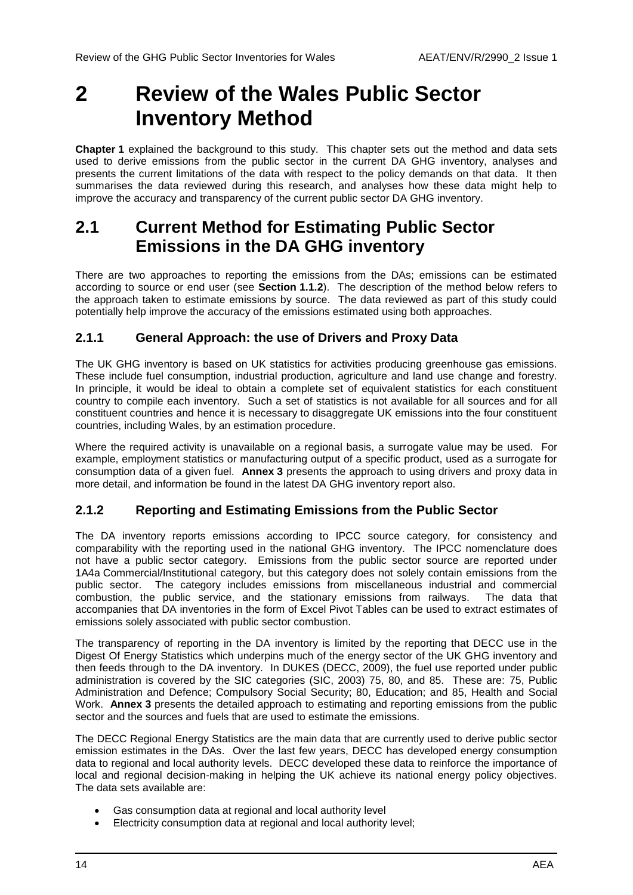# 2 Review of the Wales Public Sector Inventory Method

**Chapter 1** explained the background to this study. This chapter sets out the method and data sets used to derive emissions from the public sector in the current DA GHG inventory, analyses and presents the current limitations of the data with respect to the policy demands on that data. It then summarises the data reviewed during this research, and analyses how these data might help to improve the accuracy and transparency of the current public sector DA GHG inventory.

## 2.1 Current Method for Estimating Public Sector Emissions in the DA GHG inventory

There are two approaches to reporting the emissions from the DAs; emissions can be estimated according to source or end user (see **Section 1.1.2**). The description of the method below refers to the approach taken to estimate emissions by source. The data reviewed as part of this study could potentially help improve the accuracy of the emissions estimated using both approaches.

### 2.1.1 General Approach: the use of Drivers and Proxy Data

The UK GHG inventory is based on UK statistics for activities producing greenhouse gas emissions. These include fuel consumption, industrial production, agriculture and land use change and forestry. In principle, it would be ideal to obtain a complete set of equivalent statistics for each constituent country to compile each inventory. Such a set of statistics is not available for all sources and for all constituent countries and hence it is necessary to disaggregate UK emissions into the four constituent countries, including Wales, by an estimation procedure.

Where the required activity is unavailable on a regional basis, a surrogate value may be used. For example, employment statistics or manufacturing output of a specific product, used as a surrogate for consumption data of a given fuel. **Annex 3** presents the approach to using drivers and proxy data in more detail, and information be found in the latest DA GHG inventory report also.

### 2.1.2 Reporting and Estimating Emissions from the Public Sector

The DA inventory reports emissions according to IPCC source category, for consistency and comparability with the reporting used in the national GHG inventory. The IPCC nomenclature does not have a public sector category. Emissions from the public sector source are reported under 1A4a Commercial/Institutional category, but this category does not solely contain emissions from the public sector. The category includes emissions from miscellaneous industrial and commercial combustion, the public service, and the stationary emissions from railways. The data that accompanies that DA inventories in the form of Excel Pivot Tables can be used to extract estimates of emissions solely associated with public sector combustion.

The transparency of reporting in the DA inventory is limited by the reporting that DECC use in the Digest Of Energy Statistics which underpins much of the energy sector of the UK GHG inventory and then feeds through to the DA inventory. In DUKES (DECC, 2009), the fuel use reported under public administration is covered by the SIC categories (SIC, 2003) 75, 80, and 85. These are: 75, Public Administration and Defence; Compulsory Social Security; 80, Education; and 85, Health and Social Work. **Annex 3** presents the detailed approach to estimating and reporting emissions from the public sector and the sources and fuels that are used to estimate the emissions.

The DECC Regional Energy Statistics are the main data that are currently used to derive public sector emission estimates in the DAs. Over the last few years, DECC has developed energy consumption data to regional and local authority levels. DECC developed these data to reinforce the importance of local and regional decision-making in helping the UK achieve its national energy policy objectives. The data sets available are:

- Gas consumption data at regional and local authority level
- Electricity consumption data at regional and local authority level;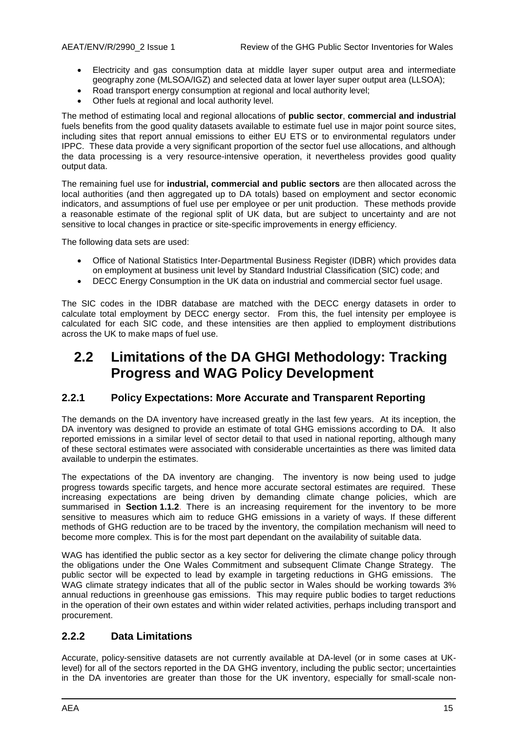- Electricity and gas consumption data at middle layer super output area and intermediate geography zone (MLSOA/IGZ) and selected data at lower layer super output area (LLSOA);
- Road transport energy consumption at regional and local authority level;
- Other fuels at regional and local authority level.

The method of estimating local and regional allocations of **public sector**, **commercial and industrial** fuels benefits from the good quality datasets available to estimate fuel use in major point source sites, including sites that report annual emissions to either EU ETS or to environmental regulators under IPPC. These data provide a very significant proportion of the sector fuel use allocations, and although the data processing is a very resource-intensive operation, it nevertheless provides good quality output data.

The remaining fuel use for **industrial, commercial and public sectors** are then allocated across the local authorities (and then aggregated up to DA totals) based on employment and sector economic indicators, and assumptions of fuel use per employee or per unit production. These methods provide a reasonable estimate of the regional split of UK data, but are subject to uncertainty and are not sensitive to local changes in practice or site-specific improvements in energy efficiency.

The following data sets are used:

- Office of National Statistics Inter-Departmental Business Register (IDBR) which provides data on employment at business unit level by Standard Industrial Classification (SIC) code; and
- DECC Energy Consumption in the UK data on industrial and commercial sector fuel usage.

The SIC codes in the IDBR database are matched with the DECC energy datasets in order to calculate total employment by DECC energy sector. From this, the fuel intensity per employee is calculated for each SIC code, and these intensities are then applied to employment distributions across the UK to make maps of fuel use.

## 2.2 Limitations of the DA GHGI Methodology: Tracking Progress and WAG Policy Development

### 2.2.1 Policy Expectations: More Accurate and Transparent Reporting

The demands on the DA inventory have increased greatly in the last few years. At its inception, the DA inventory was designed to provide an estimate of total GHG emissions according to DA. It also reported emissions in a similar level of sector detail to that used in national reporting, although many of these sectoral estimates were associated with considerable uncertainties as there was limited data available to underpin the estimates.

The expectations of the DA inventory are changing. The inventory is now being used to judge progress towards specific targets, and hence more accurate sectoral estimates are required. These increasing expectations are being driven by demanding climate change policies, which are summarised in **Section 1.1.2**. There is an increasing requirement for the inventory to be more sensitive to measures which aim to reduce GHG emissions in a variety of ways. If these different methods of GHG reduction are to be traced by the inventory, the compilation mechanism will need to become more complex. This is for the most part dependant on the availability of suitable data.

WAG has identified the public sector as a key sector for delivering the climate change policy through the obligations under the One Wales Commitment and subsequent Climate Change Strategy. The public sector will be expected to lead by example in targeting reductions in GHG emissions. The WAG climate strategy indicates that all of the public sector in Wales should be working towards 3% annual reductions in greenhouse gas emissions. This may require public bodies to target reductions in the operation of their own estates and within wider related activities, perhaps including transport and procurement.

### 2.2.2 Data Limitations

Accurate, policy-sensitive datasets are not currently available at DA-level (or in some cases at UK-level) for all of the sectors reported in the DA GHG inventory, including the public sector; uncertainties in the DA inventories are greater than those for the UK inventory, especially for small-scale non-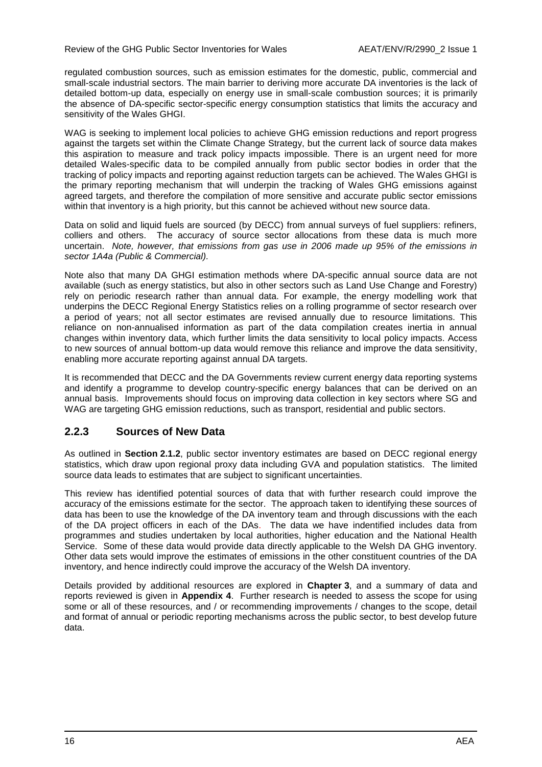regulated combustion sources, such as emission estimates for the domestic, public, commercial and small-scale industrial sectors. The main barrier to deriving more accurate DA inventories is the lack of detailed bottom-up data, especially on energy use in small-scale combustion sources; it is primarily the absence of DA-specific sector-specific energy consumption statistics that limits the accuracy and sensitivity of the Wales GHGI.

WAG is seeking to implement local policies to achieve GHG emission reductions and report progress against the targets set within the Climate Change Strategy, but the current lack of source data makes this aspiration to measure and track policy impacts impossible. There is an urgent need for more detailed Wales-specific data to be compiled annually from public sector bodies in order that the tracking of policy impacts and reporting against reduction targets can be achieved. The Wales GHGI is the primary reporting mechanism that will underpin the tracking of Wales GHG emissions against agreed targets, and therefore the compilation of more sensitive and accurate public sector emissions within that inventory is a high priority, but this cannot be achieved without new source data.

Data on solid and liquid fuels are sourced (by DECC) from annual surveys of fuel suppliers: refiners, colliers and others. The accuracy of source sector allocations from these data is much more uncertain. *Note, however, that emissions from gas use in 2006 made up 95% of the emissions in sector 1A4a (Public & Commercial).*

Note also that many DA GHGI estimation methods where DA-specific annual source data are not available (such as energy statistics, but also in other sectors such as Land Use Change and Forestry) rely on periodic research rather than annual data. For example, the energy modelling work that underpins the DECC Regional Energy Statistics relies on a rolling programme of sector research over a period of years; not all sector estimates are revised annually due to resource limitations. This reliance on non-annualised information as part of the data compilation creates inertia in annual changes within inventory data, which further limits the data sensitivity to local policy impacts. Access to new sources of annual bottom-up data would remove this reliance and improve the data sensitivity, enabling more accurate reporting against annual DA targets.

It is recommended that DECC and the DA Governments review current energy data reporting systems and identify a programme to develop country-specific energy balances that can be derived on an annual basis. Improvements should focus on improving data collection in key sectors where SG and WAG are targeting GHG emission reductions, such as transport, residential and public sectors.

### 2.2.3 Sources of New Data

As outlined in **Section 2.1.2**, public sector inventory estimates are based on DECC regional energy statistics, which draw upon regional proxy data including GVA and population statistics. The limited source data leads to estimates that are subject to significant uncertainties.

This review has identified potential sources of data that with further research could improve the accuracy of the emissions estimate for the sector. The approach taken to identifying these sources of data has been to use the knowledge of the DA inventory team and through discussions with the each of the DA project officers in each of the DAs. The data we have indentified includes data from programmes and studies undertaken by local authorities, higher education and the National Health Service. Some of these data would provide data directly applicable to the Welsh DA GHG inventory. Other data sets would improve the estimates of emissions in the other constituent countries of the DA inventory, and hence indirectly could improve the accuracy of the Welsh DA inventory.

Details provided by additional resources are explored in **Chapter 3**, and a summary of data and reports reviewed is given in **Appendix 4**. Further research is needed to assess the scope for using some or all of these resources, and / or recommending improvements / changes to the scope, detail and format of annual or periodic reporting mechanisms across the public sector, to best develop future data.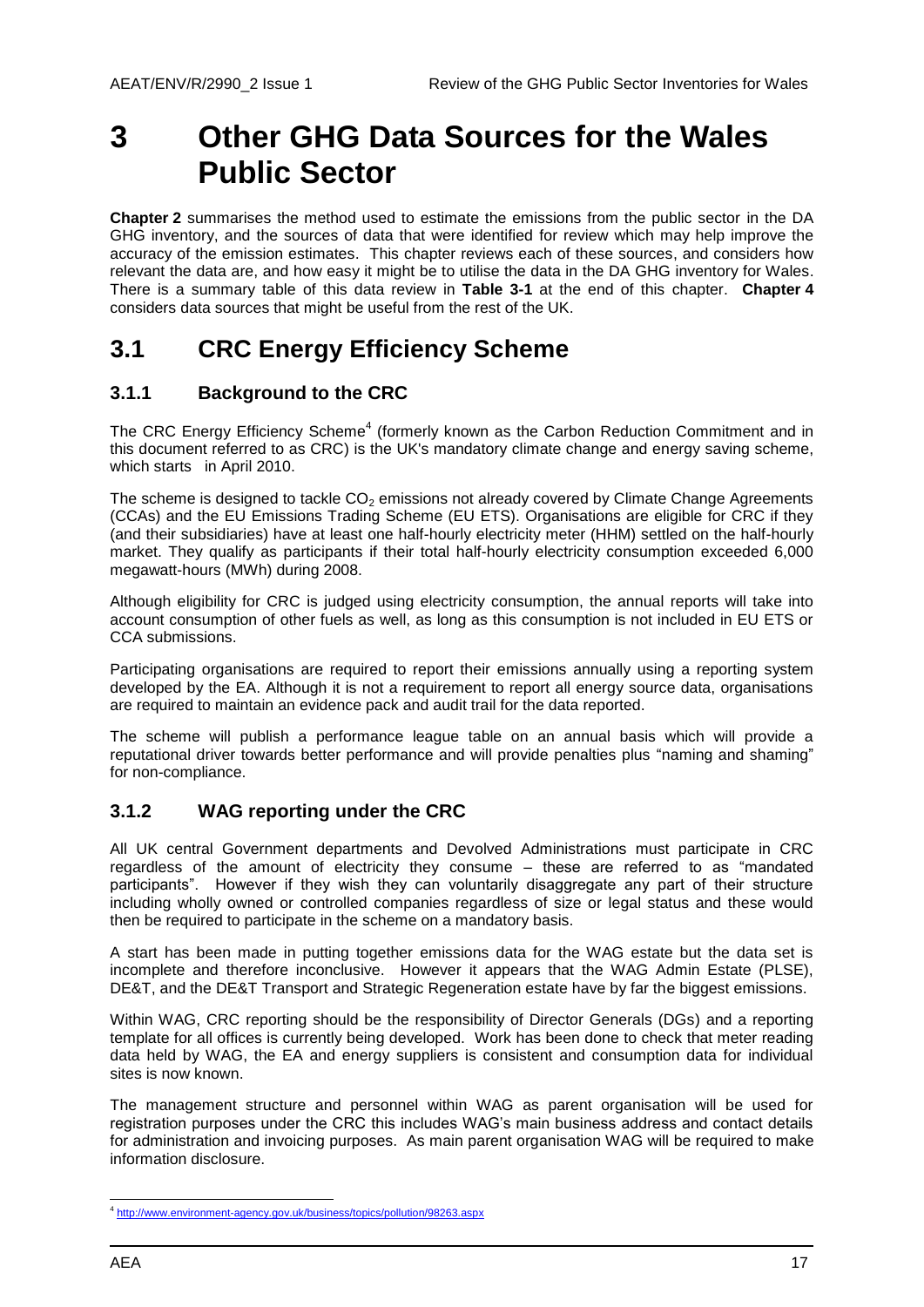# 3 Other GHG Data Sources for the Wales Public Sector

**Chapter 2** summarises the method used to estimate the emissions from the public sector in the DA GHG inventory, and the sources of data that were identified for review which may help improve the accuracy of the emission estimates. This chapter reviews each of these sources, and considers how relevant the data are, and how easy it might be to utilise the data in the DA GHG inventory for Wales. There is a summary table of this data review in **Table 3-1** at the end of this chapter. **Chapter 4** considers data sources that might be useful from the rest of the UK.

## 3.1 CRC Energy Efficiency Scheme

### 3.1.1 Background to the CRC

The CRC Energy Efficiency Scheme[4] (formerly known as the Carbon Reduction Commitment and in this document referred to as CRC) is the UK's mandatory climate change and energy saving scheme, which starts in April 2010.

The scheme is designed to tackle $CO_2$ emissions not already covered by Climate Change Agreements (CCAs) and the EU Emissions Trading Scheme (EU ETS). Organisations are eligible for CRC if they (and their subsidiaries) have at least one half-hourly electricity meter (HHM) settled on the half-hourly market. They qualify as participants if their total half-hourly electricity consumption exceeded 6,000 megawatt-hours (MWh) during 2008.

Although eligibility for CRC is judged using electricity consumption, the annual reports will take into account consumption of other fuels as well, as long as this consumption is not included in EU ETS or CCA submissions.

Participating organisations are required to report their emissions annually using a reporting system developed by the EA. Although it is not a requirement to report all energy source data, organisations are required to maintain an evidence pack and audit trail for the data reported.

The scheme will publish a performance league table on an annual basis which will provide a reputational driver towards better performance and will provide penalties plus "naming and shaming" for non-compliance.

### 3.1.2 WAG reporting under the CRC

All UK central Government departments and Devolved Administrations must participate in CRC regardless of the amount of electricity they consume – these are referred to as "mandated participants". However if they wish they can voluntarily disaggregate any part of their structure including wholly owned or controlled companies regardless of size or legal status and these would then be required to participate in the scheme on a mandatory basis.

A start has been made in putting together emissions data for the WAG estate but the data set is incomplete and therefore inconclusive. However it appears that the WAG Admin Estate (PLSE), DE&T, and the DE&T Transport and Strategic Regeneration estate have by far the biggest emissions.

Within WAG, CRC reporting should be the responsibility of Director Generals (DGs) and a reporting template for all offices is currently being developed. Work has been done to check that meter reading data held by WAG, the EA and energy suppliers is consistent and consumption data for individual sites is now known.

The management structure and personnel within WAG as parent organisation will be used for registration purposes under the CRC this includes WAG's main business address and contact details for administration and invoicing purposes. As main parent organisation WAG will be required to make information disclosure.

[4] http://www.environment-agency.gov.uk/business/topics/pollution/98263.aspx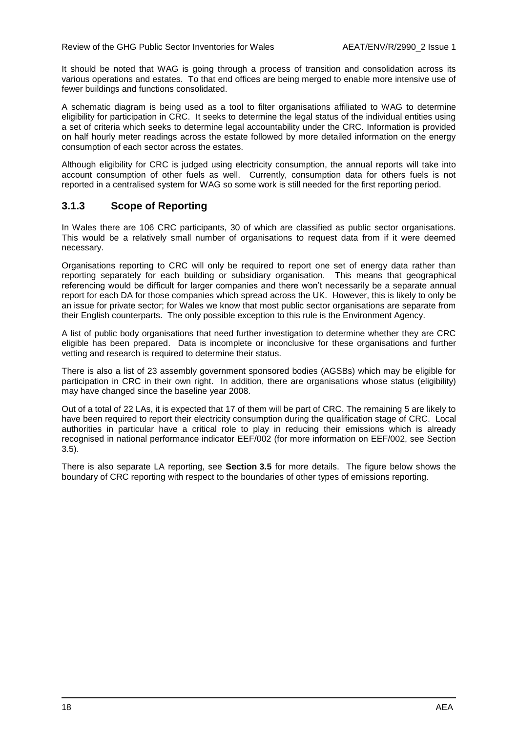It should be noted that WAG is going through a process of transition and consolidation across its various operations and estates. To that end offices are being merged to enable more intensive use of fewer buildings and functions consolidated.

A schematic diagram is being used as a tool to filter organisations affiliated to WAG to determine eligibility for participation in CRC. It seeks to determine the legal status of the individual entities using a set of criteria which seeks to determine legal accountability under the CRC. Information is provided on half hourly meter readings across the estate followed by more detailed information on the energy consumption of each sector across the estates.

Although eligibility for CRC is judged using electricity consumption, the annual reports will take into account consumption of other fuels as well. Currently, consumption data for others fuels is not reported in a centralised system for WAG so some work is still needed for the first reporting period.

### 3.1.3 Scope of Reporting

In Wales there are 106 CRC participants, 30 of which are classified as public sector organisations. This would be a relatively small number of organisations to request data from if it were deemed necessary.

Organisations reporting to CRC will only be required to report one set of energy data rather than reporting separately for each building or subsidiary organisation. This means that geographical referencing would be difficult for larger companies and there won't necessarily be a separate annual report for each DA for those companies which spread across the UK. However, this is likely to only be an issue for private sector; for Wales we know that most public sector organisations are separate from their English counterparts. The only possible exception to this rule is the Environment Agency.

A list of public body organisations that need further investigation to determine whether they are CRC eligible has been prepared. Data is incomplete or inconclusive for these organisations and further vetting and research is required to determine their status.

There is also a list of 23 assembly government sponsored bodies (AGSBs) which may be eligible for participation in CRC in their own right. In addition, there are organisations whose status (eligibility) may have changed since the baseline year 2008.

Out of a total of 22 LAs, it is expected that 17 of them will be part of CRC. The remaining 5 are likely to have been required to report their electricity consumption during the qualification stage of CRC. Local authorities in particular have a critical role to play in reducing their emissions which is already recognised in national performance indicator EEF/002 (for more information on EEF/002, see Section 3.5).

There is also separate LA reporting, see **Section 3.5** for more details. The figure below shows the boundary of CRC reporting with respect to the boundaries of other types of emissions reporting.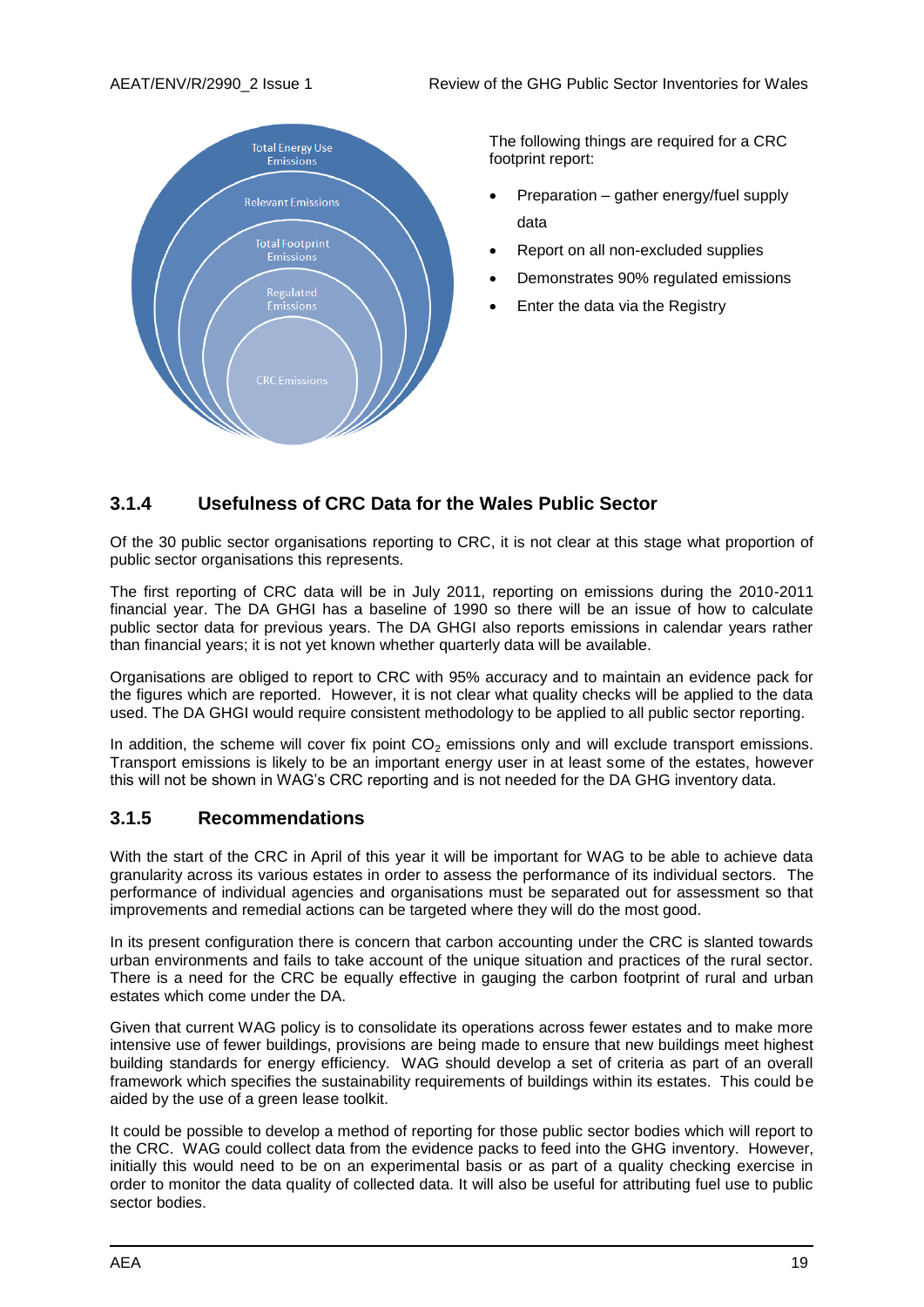The following things are required for a CRC footprint report:

- Preparation – gather energy/fuel supply data
- Report on all non-excluded supplies
- Demonstrates 90% regulated emissions
- Enter the data via the Registry

### 3.1.4 Usefulness of CRC Data for the Wales Public Sector

Of the 30 public sector organisations reporting to CRC, it is not clear at this stage what proportion of public sector organisations this represents.

The first reporting of CRC data will be in July 2011, reporting on emissions during the 2010-2011 financial year. The DA GHGI has a baseline of 1990 so there will be an issue of how to calculate public sector data for previous years. The DA GHGI also reports emissions in calendar years rather than financial years; it is not yet known whether quarterly data will be available.

Organisations are obliged to report to CRC with 95% accuracy and to maintain an evidence pack for the figures which are reported. However, it is not clear what quality checks will be applied to the data used. The DA GHGI would require consistent methodology to be applied to all public sector reporting.

In addition, the scheme will cover fix point $CO_2$ emissions only and will exclude transport emissions. Transport emissions is likely to be an important energy user in at least some of the estates, however this will not be shown in WAG's CRC reporting and is not needed for the DA GHG inventory data.

### 3.1.5 Recommendations

With the start of the CRC in April of this year it will be important for WAG to be able to achieve data granularity across its various estates in order to assess the performance of its individual sectors. The performance of individual agencies and organisations must be separated out for assessment so that improvements and remedial actions can be targeted where they will do the most good.

In its present configuration there is concern that carbon accounting under the CRC is slanted towards urban environments and fails to take account of the unique situation and practices of the rural sector. There is a need for the CRC be equally effective in gauging the carbon footprint of rural and urban estates which come under the DA.

Given that current WAG policy is to consolidate its operations across fewer estates and to make more intensive use of fewer buildings, provisions are being made to ensure that new buildings meet highest building standards for energy efficiency. WAG should develop a set of criteria as part of an overall framework which specifies the sustainability requirements of buildings within its estates. This could be aided by the use of a green lease toolkit.

It could be possible to develop a method of reporting for those public sector bodies which will report to the CRC. WAG could collect data from the evidence packs to feed into the GHG inventory. However, initially this would need to be on an experimental basis or as part of a quality checking exercise in order to monitor the data quality of collected data. It will also be useful for attributing fuel use to public sector bodies.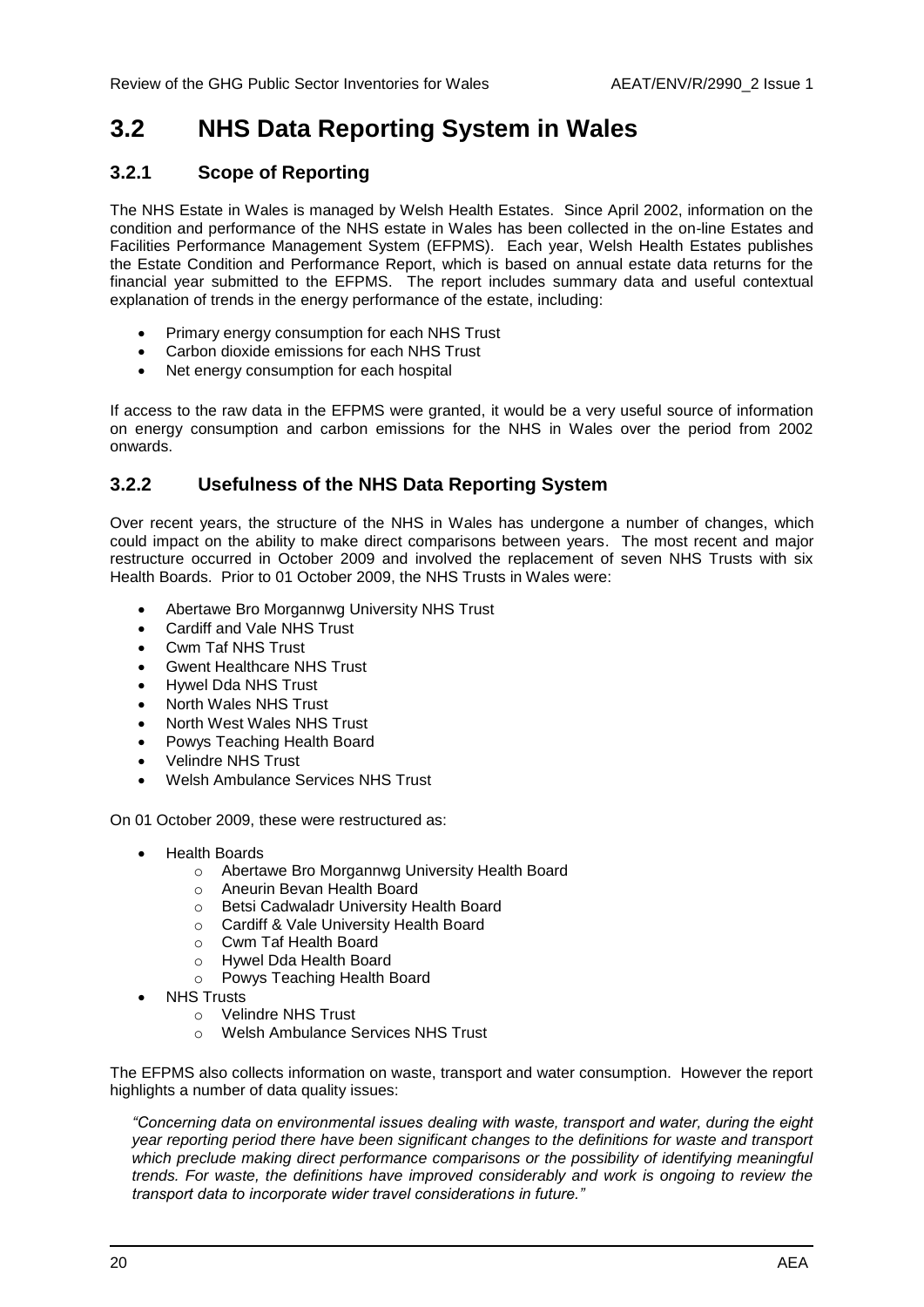## 3.2 NHS Data Reporting System in Wales

### 3.2.1 Scope of Reporting

The NHS Estate in Wales is managed by Welsh Health Estates. Since April 2002, information on the condition and performance of the NHS estate in Wales has been collected in the on-line Estates and Facilities Performance Management System (EFPMS). Each year, Welsh Health Estates publishes the Estate Condition and Performance Report, which is based on annual estate data returns for the financial year submitted to the EFPMS. The report includes summary data and useful contextual explanation of trends in the energy performance of the estate, including:

- Primary energy consumption for each NHS Trust
- Carbon dioxide emissions for each NHS Trust
- Net energy consumption for each hospital

If access to the raw data in the EFPMS were granted, it would be a very useful source of information on energy consumption and carbon emissions for the NHS in Wales over the period from 2002 onwards.

### 3.2.2 Usefulness of the NHS Data Reporting System

Over recent years, the structure of the NHS in Wales has undergone a number of changes, which could impact on the ability to make direct comparisons between years. The most recent and major restructure occurred in October 2009 and involved the replacement of seven NHS Trusts with six Health Boards. Prior to 01 October 2009, the NHS Trusts in Wales were:

- Abertawe Bro Morgannwg University NHS Trust
- Cardiff and Vale NHS Trust
- Cwm Taf NHS Trust
- Gwent Healthcare NHS Trust
- Hywel Dda NHS Trust
- North Wales NHS Trust
- North West Wales NHS Trust
- Powys Teaching Health Board
- Velindre NHS Trust
- Welsh Ambulance Services NHS Trust

On 01 October 2009, these were restructured as:

- Health Boards
  - Abertawe Bro Morgannwg University Health Board
  - Aneurin Bevan Health Board
  - Betsi Cadwaladr University Health Board
  - Cardiff & Vale University Health Board
  - Cwm Taf Health Board
  - Hywel Dda Health Board
  - Powys Teaching Health Board
- NHS Trusts
  - Velindre NHS Trust
  - Welsh Ambulance Services NHS Trust

The EFPMS also collects information on waste, transport and water consumption. However the report highlights a number of data quality issues:

*"Concerning data on environmental issues dealing with waste, transport and water, during the eight year reporting period there have been significant changes to the definitions for waste and transport which preclude making direct performance comparisons or the possibility of identifying meaningful trends. For waste, the definitions have improved considerably and work is ongoing to review the transport data to incorporate wider travel considerations in future."*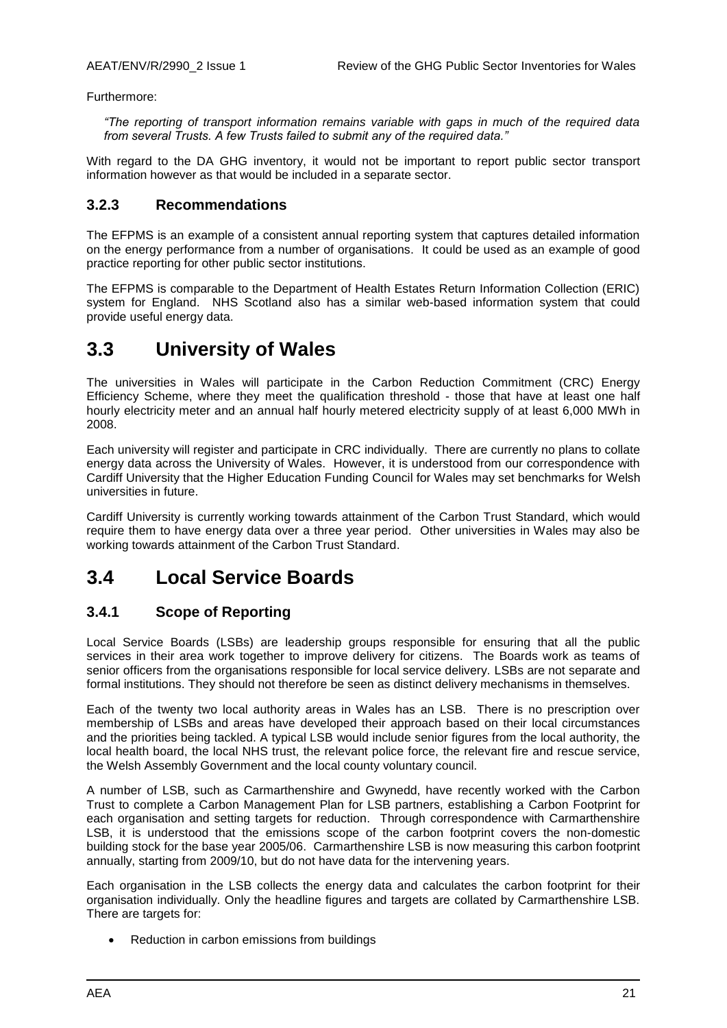Furthermore:

*"The reporting of transport information remains variable with gaps in much of the required data from several Trusts. A few Trusts failed to submit any of the required data."*

With regard to the DA GHG inventory, it would not be important to report public sector transport information however as that would be included in a separate sector.

### 3.2.3 Recommendations

The EFPMS is an example of a consistent annual reporting system that captures detailed information on the energy performance from a number of organisations. It could be used as an example of good practice reporting for other public sector institutions.

The EFPMS is comparable to the Department of Health Estates Return Information Collection (ERIC) system for England. NHS Scotland also has a similar web-based information system that could provide useful energy data.

## 3.3 University of Wales

The universities in Wales will participate in the Carbon Reduction Commitment (CRC) Energy Efficiency Scheme, where they meet the qualification threshold - those that have at least one half hourly electricity meter and an annual half hourly metered electricity supply of at least 6,000 MWh in 2008.

Each university will register and participate in CRC individually. There are currently no plans to collate energy data across the University of Wales. However, it is understood from our correspondence with Cardiff University that the Higher Education Funding Council for Wales may set benchmarks for Welsh universities in future.

Cardiff University is currently working towards attainment of the Carbon Trust Standard, which would require them to have energy data over a three year period. Other universities in Wales may also be working towards attainment of the Carbon Trust Standard.

## 3.4 Local Service Boards

### 3.4.1 Scope of Reporting

Local Service Boards (LSBs) are leadership groups responsible for ensuring that all the public services in their area work together to improve delivery for citizens. The Boards work as teams of senior officers from the organisations responsible for local service delivery. LSBs are not separate and formal institutions. They should not therefore be seen as distinct delivery mechanisms in themselves.

Each of the twenty two local authority areas in Wales has an LSB. There is no prescription over membership of LSBs and areas have developed their approach based on their local circumstances and the priorities being tackled. A typical LSB would include senior figures from the local authority, the local health board, the local NHS trust, the relevant police force, the relevant fire and rescue service, the Welsh Assembly Government and the local county voluntary council.

A number of LSB, such as Carmarthenshire and Gwynedd, have recently worked with the Carbon Trust to complete a Carbon Management Plan for LSB partners, establishing a Carbon Footprint for each organisation and setting targets for reduction. Through correspondence with Carmarthenshire LSB, it is understood that the emissions scope of the carbon footprint covers the non-domestic building stock for the base year 2005/06. Carmarthenshire LSB is now measuring this carbon footprint annually, starting from 2009/10, but do not have data for the intervening years.

Each organisation in the LSB collects the energy data and calculates the carbon footprint for their organisation individually. Only the headline figures and targets are collated by Carmarthenshire LSB. There are targets for:

- Reduction in carbon emissions from buildings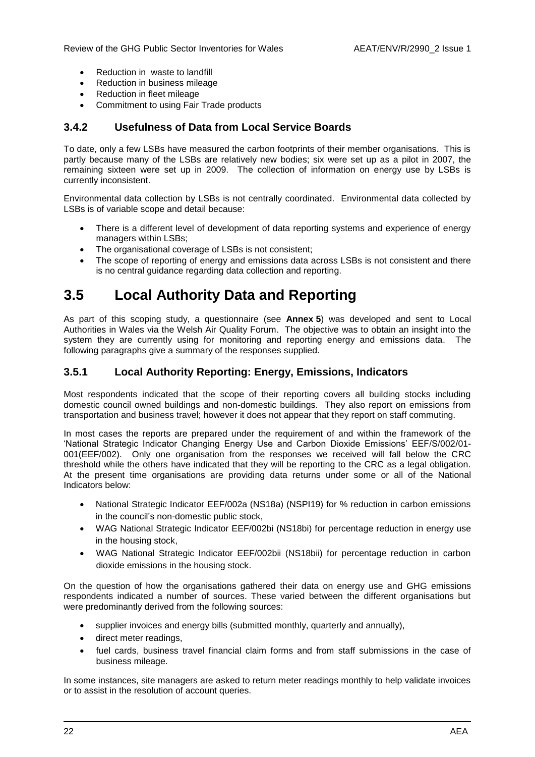- Reduction in waste to landfill
- Reduction in business mileage
- Reduction in fleet mileage
- Commitment to using Fair Trade products

### 3.4.2 Usefulness of Data from Local Service Boards

To date, only a few LSBs have measured the carbon footprints of their member organisations. This is partly because many of the LSBs are relatively new bodies; six were set up as a pilot in 2007, the remaining sixteen were set up in 2009. The collection of information on energy use by LSBs is currently inconsistent.

Environmental data collection by LSBs is not centrally coordinated. Environmental data collected by LSBs is of variable scope and detail because:

- There is a different level of development of data reporting systems and experience of energy managers within LSBs;
- The organisational coverage of LSBs is not consistent;
- The scope of reporting of energy and emissions data across LSBs is not consistent and there is no central guidance regarding data collection and reporting.

## 3.5 Local Authority Data and Reporting

As part of this scoping study, a questionnaire (see **Annex 5**) was developed and sent to Local Authorities in Wales via the Welsh Air Quality Forum. The objective was to obtain an insight into the system they are currently using for monitoring and reporting energy and emissions data. The following paragraphs give a summary of the responses supplied.

### 3.5.1 Local Authority Reporting: Energy, Emissions, Indicators

Most respondents indicated that the scope of their reporting covers all building stocks including domestic council owned buildings and non-domestic buildings. They also report on emissions from transportation and business travel; however it does not appear that they report on staff commuting.

In most cases the reports are prepared under the requirement of and within the framework of the 'National Strategic Indicator Changing Energy Use and Carbon Dioxide Emissions' EEF/S/002/01-001(EEF/002). Only one organisation from the responses we received will fall below the CRC threshold while the others have indicated that they will be reporting to the CRC as a legal obligation. At the present time organisations are providing data returns under some or all of the National Indicators below:

- National Strategic Indicator EEF/002a (NS18a) (NSPI19) for % reduction in carbon emissions in the council's non-domestic public stock,
- WAG National Strategic Indicator EEF/002bi (NS18bi) for percentage reduction in energy use in the housing stock,
- WAG National Strategic Indicator EEF/002bii (NS18bii) for percentage reduction in carbon dioxide emissions in the housing stock.

On the question of how the organisations gathered their data on energy use and GHG emissions respondents indicated a number of sources. These varied between the different organisations but were predominantly derived from the following sources:

- supplier invoices and energy bills (submitted monthly, quarterly and annually),
- direct meter readings,
- fuel cards, business travel financial claim forms and from staff submissions in the case of business mileage.

In some instances, site managers are asked to return meter readings monthly to help validate invoices or to assist in the resolution of account queries.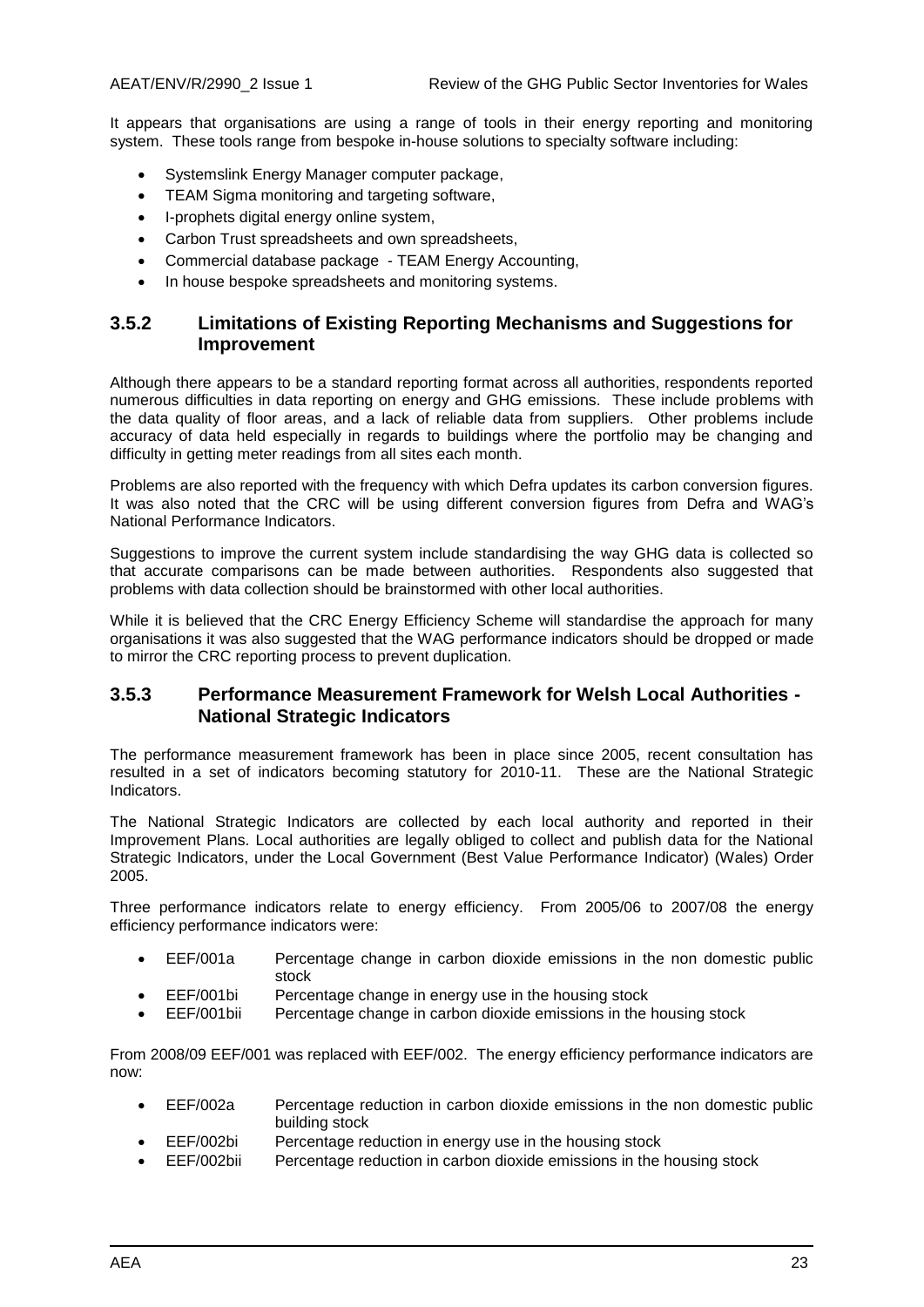It appears that organisations are using a range of tools in their energy reporting and monitoring system. These tools range from bespoke in-house solutions to specialty software including:

- Systemslink Energy Manager computer package,
- TEAM Sigma monitoring and targeting software,
- I-prophets digital energy online system,
- Carbon Trust spreadsheets and own spreadsheets,
- Commercial database package - TEAM Energy Accounting,
- In house bespoke spreadsheets and monitoring systems.

### 3.5.2 Limitations of Existing Reporting Mechanisms and Suggestions for Improvement

Although there appears to be a standard reporting format across all authorities, respondents reported numerous difficulties in data reporting on energy and GHG emissions. These include problems with the data quality of floor areas, and a lack of reliable data from suppliers. Other problems include accuracy of data held especially in regards to buildings where the portfolio may be changing and difficulty in getting meter readings from all sites each month.

Problems are also reported with the frequency with which Defra updates its carbon conversion figures. It was also noted that the CRC will be using different conversion figures from Defra and WAG's National Performance Indicators.

Suggestions to improve the current system include standardising the way GHG data is collected so that accurate comparisons can be made between authorities. Respondents also suggested that problems with data collection should be brainstormed with other local authorities.

While it is believed that the CRC Energy Efficiency Scheme will standardise the approach for many organisations it was also suggested that the WAG performance indicators should be dropped or made to mirror the CRC reporting process to prevent duplication.

### 3.5.3 Performance Measurement Framework for Welsh Local Authorities - National Strategic Indicators

The performance measurement framework has been in place since 2005, recent consultation has resulted in a set of indicators becoming statutory for 2010-11. These are the National Strategic Indicators.

The National Strategic Indicators are collected by each local authority and reported in their Improvement Plans. Local authorities are legally obliged to collect and publish data for the National Strategic Indicators, under the Local Government (Best Value Performance Indicator) (Wales) Order 2005.

Three performance indicators relate to energy efficiency. From 2005/06 to 2007/08 the energy efficiency performance indicators were:

- EEF/001a Percentage change in carbon dioxide emissions in the non domestic public stock
- EEF/001bi Percentage change in energy use in the housing stock
- EEF/001bii Percentage change in carbon dioxide emissions in the housing stock

From 2008/09 EEF/001 was replaced with EEF/002. The energy efficiency performance indicators are now:

- EEF/002a Percentage reduction in carbon dioxide emissions in the non domestic public building stock
- EEF/002bi Percentage reduction in energy use in the housing stock
- EEF/002bii Percentage reduction in carbon dioxide emissions in the housing stock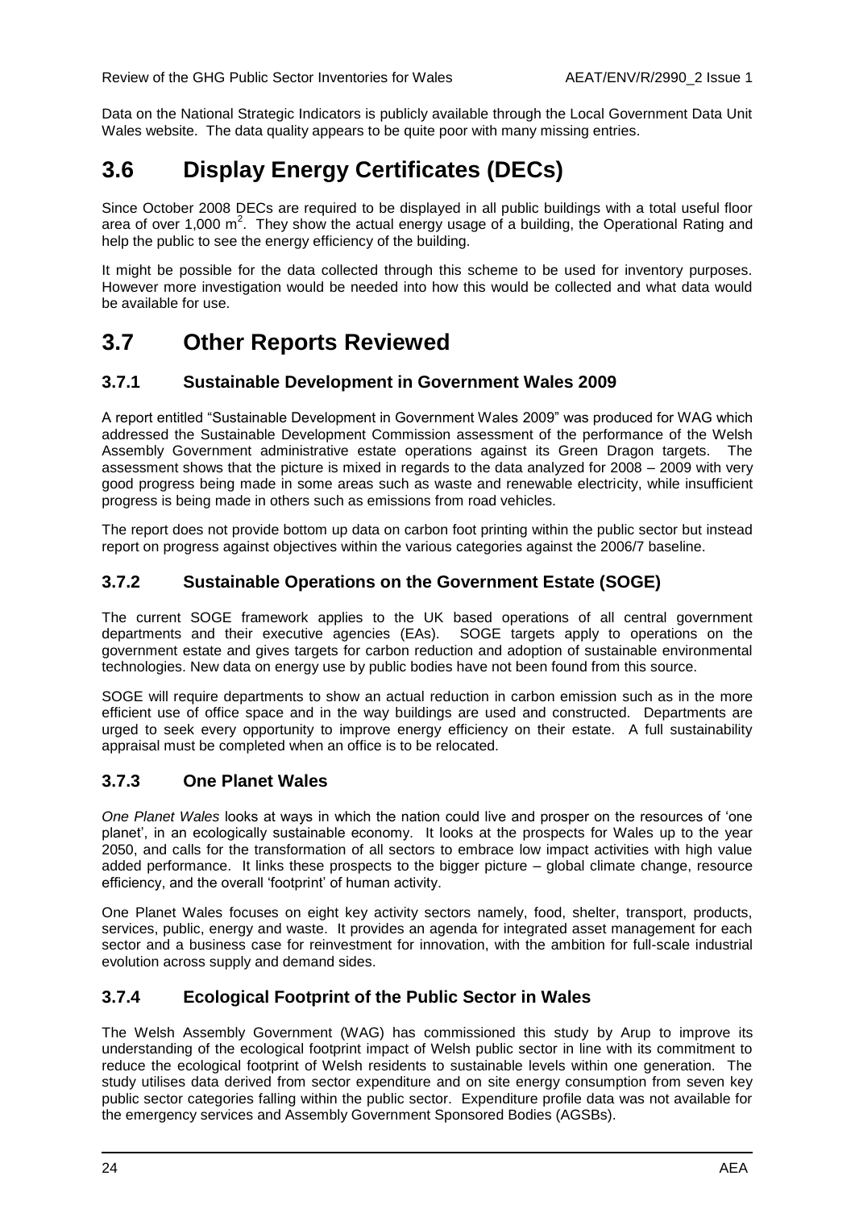Data on the National Strategic Indicators is publicly available through the Local Government Data Unit Wales website. The data quality appears to be quite poor with many missing entries.

# 3.6 Display Energy Certificates (DECs)

Since October 2008 DECs are required to be displayed in all public buildings with a total useful floor area of over 1,000 $m^2$. They show the actual energy usage of a building, the Operational Rating and help the public to see the energy efficiency of the building.

It might be possible for the data collected through this scheme to be used for inventory purposes. However more investigation would be needed into how this would be collected and what data would be available for use.

# 3.7 Other Reports Reviewed

## 3.7.1 Sustainable Development in Government Wales 2009

A report entitled "Sustainable Development in Government Wales 2009" was produced for WAG which addressed the Sustainable Development Commission assessment of the performance of the Welsh Assembly Government administrative estate operations against its Green Dragon targets. The assessment shows that the picture is mixed in regards to the data analyzed for 2008 – 2009 with very good progress being made in some areas such as waste and renewable electricity, while insufficient progress is being made in others such as emissions from road vehicles.

The report does not provide bottom up data on carbon foot printing within the public sector but instead report on progress against objectives within the various categories against the 2006/7 baseline.

## 3.7.2 Sustainable Operations on the Government Estate (SOGE)

The current SOGE framework applies to the UK based operations of all central government departments and their executive agencies (EAs). SOGE targets apply to operations on the government estate and gives targets for carbon reduction and adoption of sustainable environmental technologies. New data on energy use by public bodies have not been found from this source.

SOGE will require departments to show an actual reduction in carbon emission such as in the more efficient use of office space and in the way buildings are used and constructed. Departments are urged to seek every opportunity to improve energy efficiency on their estate. A full sustainability appraisal must be completed when an office is to be relocated.

## 3.7.3 One Planet Wales

*One Planet Wales* looks at ways in which the nation could live and prosper on the resources of 'one planet', in an ecologically sustainable economy. It looks at the prospects for Wales up to the year 2050, and calls for the transformation of all sectors to embrace low impact activities with high value added performance. It links these prospects to the bigger picture – global climate change, resource efficiency, and the overall 'footprint' of human activity.

One Planet Wales focuses on eight key activity sectors namely, food, shelter, transport, products, services, public, energy and waste. It provides an agenda for integrated asset management for each sector and a business case for reinvestment for innovation, with the ambition for full-scale industrial evolution across supply and demand sides.

## 3.7.4 Ecological Footprint of the Public Sector in Wales

The Welsh Assembly Government (WAG) has commissioned this study by Arup to improve its understanding of the ecological footprint impact of Welsh public sector in line with its commitment to reduce the ecological footprint of Welsh residents to sustainable levels within one generation. The study utilises data derived from sector expenditure and on site energy consumption from seven key public sector categories falling within the public sector. Expenditure profile data was not available for the emergency services and Assembly Government Sponsored Bodies (AGSBs).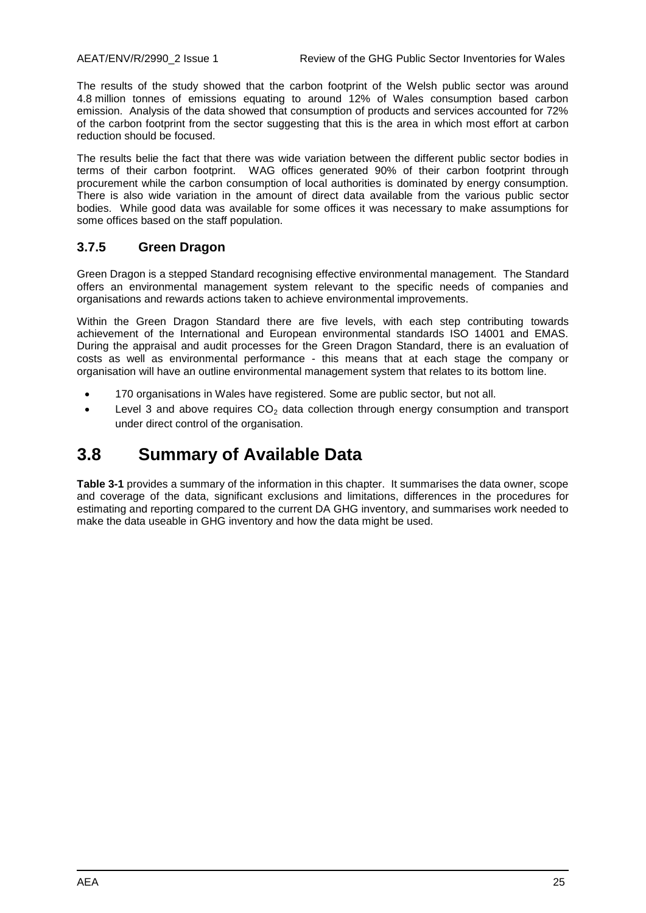The results of the study showed that the carbon footprint of the Welsh public sector was around 4.8 million tonnes of emissions equating to around 12% of Wales consumption based carbon emission. Analysis of the data showed that consumption of products and services accounted for 72% of the carbon footprint from the sector suggesting that this is the area in which most effort at carbon reduction should be focused.

The results belie the fact that there was wide variation between the different public sector bodies in terms of their carbon footprint. WAG offices generated 90% of their carbon footprint through procurement while the carbon consumption of local authorities is dominated by energy consumption. There is also wide variation in the amount of direct data available from the various public sector bodies. While good data was available for some offices it was necessary to make assumptions for some offices based on the staff population.

### 3.7.5 Green Dragon

Green Dragon is a stepped Standard recognising effective environmental management. The Standard offers an environmental management system relevant to the specific needs of companies and organisations and rewards actions taken to achieve environmental improvements.

Within the Green Dragon Standard there are five levels, with each step contributing towards achievement of the International and European environmental standards ISO 14001 and EMAS. During the appraisal and audit processes for the Green Dragon Standard, there is an evaluation of costs as well as environmental performance - this means that at each stage the company or organisation will have an outline environmental management system that relates to its bottom line.

- 170 organisations in Wales have registered. Some are public sector, but not all.
- Level 3 and above requires $CO_2$ data collection through energy consumption and transport under direct control of the organisation.

## 3.8 Summary of Available Data

**Table 3-1** provides a summary of the information in this chapter. It summarises the data owner, scope and coverage of the data, significant exclusions and limitations, differences in the procedures for estimating and reporting compared to the current DA GHG inventory, and summarises work needed to make the data useable in GHG inventory and how the data might be used.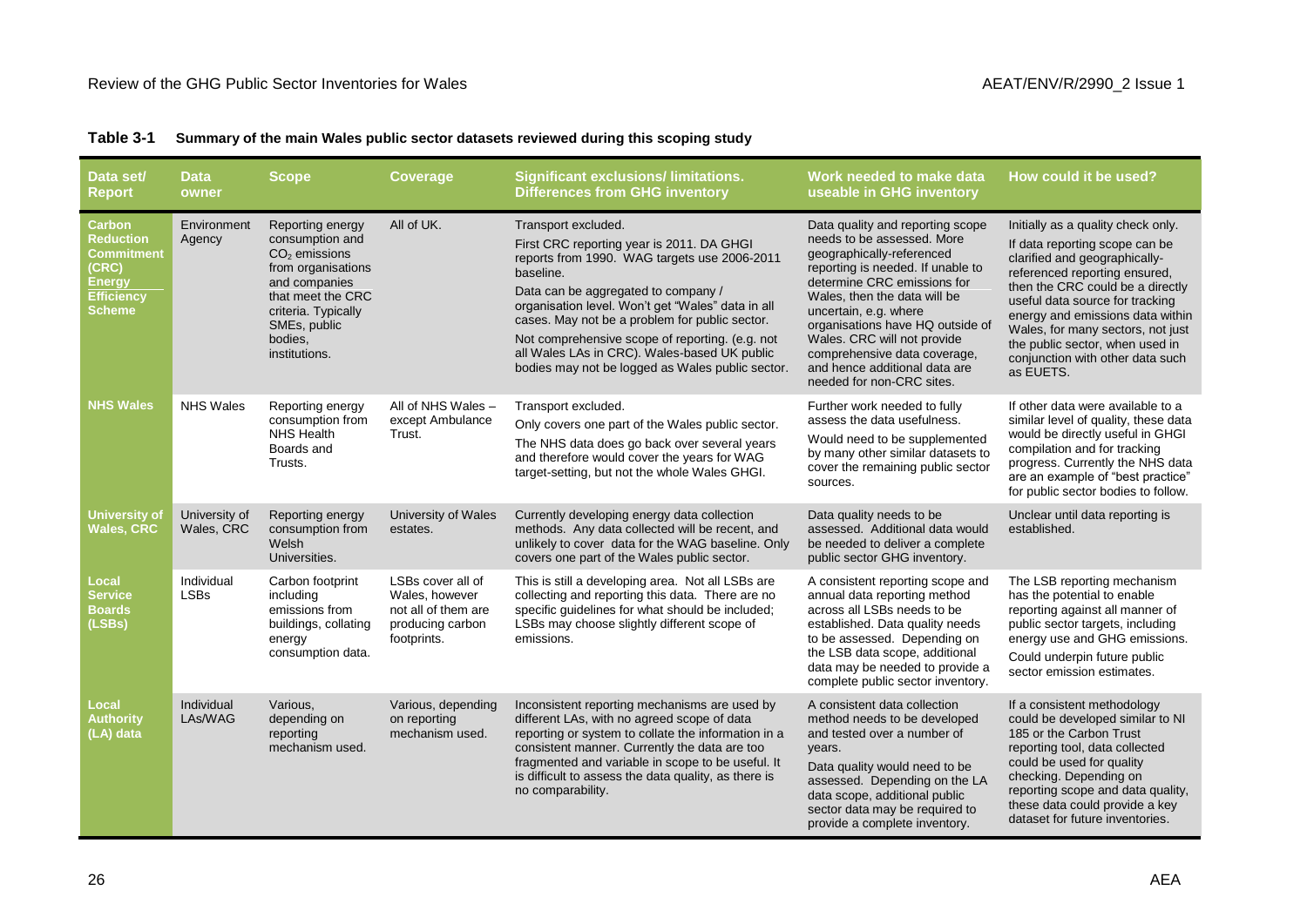**Table 3-1 Summary of the main Wales public sector datasets reviewed during this scoping study**

| Data set/ Report | Data owner | Scope | Coverage | Significant exclusions/ limitations. Differences from GHG inventory | Work needed to make data useable in GHG inventory | How could it be used? |
|---|---|---|---|---|---|---|
| Carbon Reduction Commitment (CRC) Energy Efficiency Scheme | Environment Agency | Reporting energy consumption and $CO_2$ emissions from organisations and companies that meet the CRC criteria. Typically SMEs, public bodies, institutions. | All of UK. | Transport excluded. First CRC reporting year is 2011. DA GHGI reports from 1990. WAG targets use 2006-2011 baseline. Data can be aggregated to company / organisation level. Won't get "Wales" data in all cases. May not be a problem for public sector. Not comprehensive scope of reporting. (e.g. not all Wales LAs in CRC). Wales-based UK public bodies may not be logged as Wales public sector. | Data quality and reporting scope needs to be assessed. More geographically-referenced reporting is needed. If unable to determine CRC emissions for Wales, then the data will be uncertain, e.g. where organisations have HQ outside of Wales. CRC will not provide comprehensive data coverage, and hence additional data are needed for non-CRC sites. | Initially as a quality check only. If data reporting scope can be clarified and geographically-referenced reporting ensured, then the CRC could be a directly useful data source for tracking energy and emissions data within Wales, for many sectors, not just the public sector, when used in conjunction with other data such as EUETS. |
| NHS Wales | NHS Wales | Reporting energy consumption from NHS Health Boards and Trusts. | All of NHS Wales – except Ambulance Trust. | Transport excluded. Only covers one part of the Wales public sector. The NHS data does go back over several years and therefore would cover the years for WAG target-setting, but not the whole Wales GHGI. | Further work needed to fully assess the data usefulness. Would need to be supplemented by many other similar datasets to cover the remaining public sector sources. | If other data were available to a similar level of quality, these data would be directly useful in GHGI compilation and for tracking progress. Currently the NHS data are an example of "best practice" for public sector bodies to follow. |
| University of Wales, CRC | University of Wales, CRC | Reporting energy consumption from Welsh Universities. | University of Wales estates. | Currently developing energy data collection methods. Any data collected will be recent, and unlikely to cover data for the WAG baseline. Only covers one part of the Wales public sector. | Data quality needs to be assessed. Additional data would be needed to deliver a complete public sector GHG inventory. | Unclear until data reporting is established. |
| Local Service Boards (LSBs) | Individual LSBs | Carbon footprint including emissions from buildings, collating energy consumption data. | LSBs cover all of Wales, however not all of them are producing carbon footprints. | This is still a developing area. Not all LSBs are collecting and reporting this data. There are no specific guidelines for what should be included; LSBs may choose slightly different scope of emissions. | A consistent reporting scope and annual data reporting method across all LSBs needs to be established. Data quality needs to be assessed. Depending on the LSB data scope, additional data may be needed to provide a complete public sector inventory. | The LSB reporting mechanism has the potential to enable reporting against all manner of public sector targets, including energy use and GHG emissions. Could underpin future public sector emission estimates. |
| Local Authority (LA) data | Individual LAs/WAG | Various, depending on reporting mechanism used. | Various, depending on reporting mechanism used. | Inconsistent reporting mechanisms are used by different LAs, with no agreed scope of data reporting or system to collate the information in a consistent manner. Currently the data are too fragmented and variable in scope to be useful. It is difficult to assess the data quality, as there is no comparability. | A consistent data collection method needs to be developed and tested over a number of years. Data quality would need to be assessed. Depending on the LA data scope, additional public sector data may be required to provide a complete inventory. | If a consistent methodology could be developed similar to NI 185 or the Carbon Trust reporting tool, data collected could be used for quality checking. Depending on reporting scope and data quality, these data could provide a key dataset for future inventories. |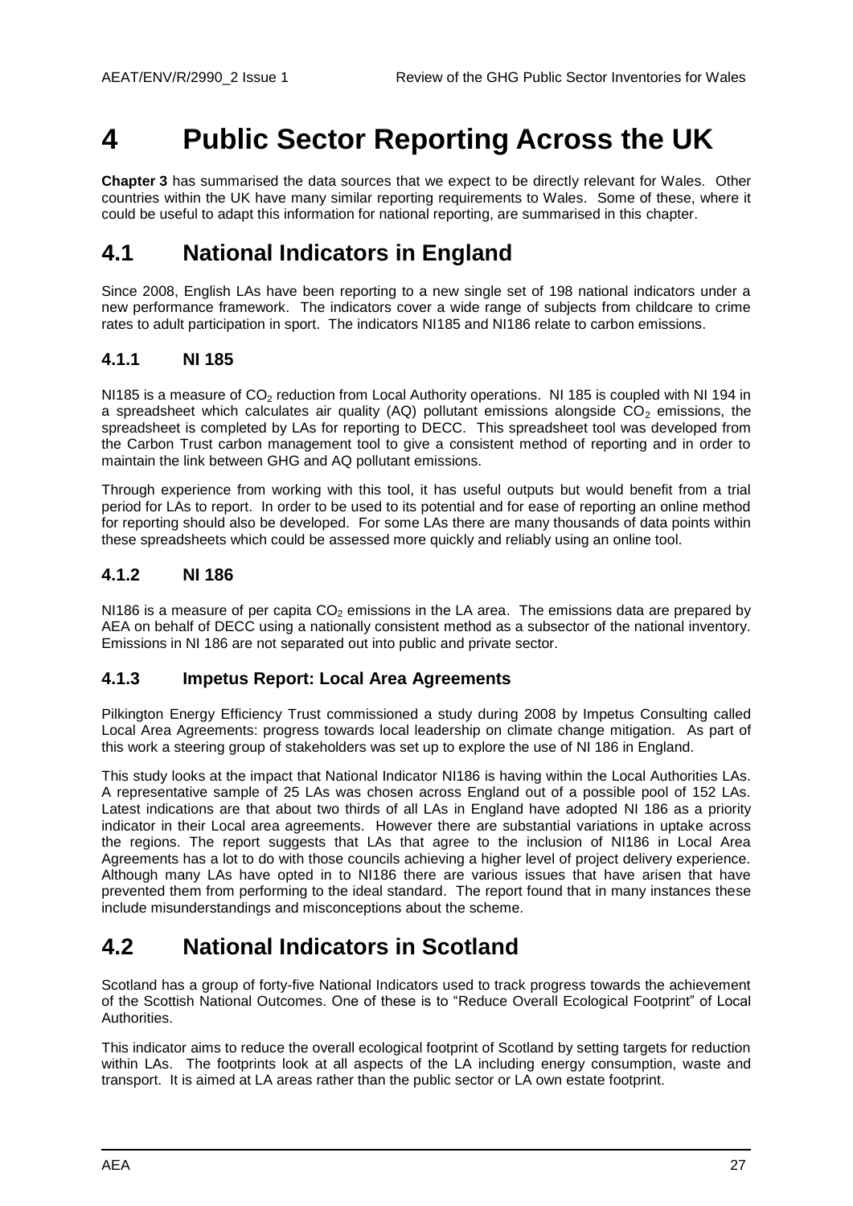# 4 Public Sector Reporting Across the UK

**Chapter 3** has summarised the data sources that we expect to be directly relevant for Wales. Other countries within the UK have many similar reporting requirements to Wales. Some of these, where it could be useful to adapt this information for national reporting, are summarised in this chapter.

## 4.1 National Indicators in England

Since 2008, English LAs have been reporting to a new single set of 198 national indicators under a new performance framework. The indicators cover a wide range of subjects from childcare to crime rates to adult participation in sport. The indicators NI185 and NI186 relate to carbon emissions.

### 4.1.1 NI 185

NI185 is a measure of $CO_2$ reduction from Local Authority operations. NI 185 is coupled with NI 194 in a spreadsheet which calculates air quality (AQ) pollutant emissions alongside $CO_2$ emissions, the spreadsheet is completed by LAs for reporting to DECC. This spreadsheet tool was developed from the Carbon Trust carbon management tool to give a consistent method of reporting and in order to maintain the link between GHG and AQ pollutant emissions.

Through experience from working with this tool, it has useful outputs but would benefit from a trial period for LAs to report. In order to be used to its potential and for ease of reporting an online method for reporting should also be developed. For some LAs there are many thousands of data points within these spreadsheets which could be assessed more quickly and reliably using an online tool.

### 4.1.2 NI 186

NI186 is a measure of per capita $CO_2$ emissions in the LA area. The emissions data are prepared by AEA on behalf of DECC using a nationally consistent method as a subsector of the national inventory. Emissions in NI 186 are not separated out into public and private sector.

### 4.1.3 Impetus Report: Local Area Agreements

Pilkington Energy Efficiency Trust commissioned a study during 2008 by Impetus Consulting called Local Area Agreements: progress towards local leadership on climate change mitigation. As part of this work a steering group of stakeholders was set up to explore the use of NI 186 in England.

This study looks at the impact that National Indicator NI186 is having within the Local Authorities LAs. A representative sample of 25 LAs was chosen across England out of a possible pool of 152 LAs. Latest indications are that about two thirds of all LAs in England have adopted NI 186 as a priority indicator in their Local area agreements. However there are substantial variations in uptake across the regions. The report suggests that LAs that agree to the inclusion of NI186 in Local Area Agreements has a lot to do with those councils achieving a higher level of project delivery experience. Although many LAs have opted in to NI186 there are various issues that have arisen that have prevented them from performing to the ideal standard. The report found that in many instances these include misunderstandings and misconceptions about the scheme.

## 4.2 National Indicators in Scotland

Scotland has a group of forty-five National Indicators used to track progress towards the achievement of the Scottish National Outcomes. One of these is to "Reduce Overall Ecological Footprint" of Local Authorities.

This indicator aims to reduce the overall ecological footprint of Scotland by setting targets for reduction within LAs. The footprints look at all aspects of the LA including energy consumption, waste and transport. It is aimed at LA areas rather than the public sector or LA own estate footprint.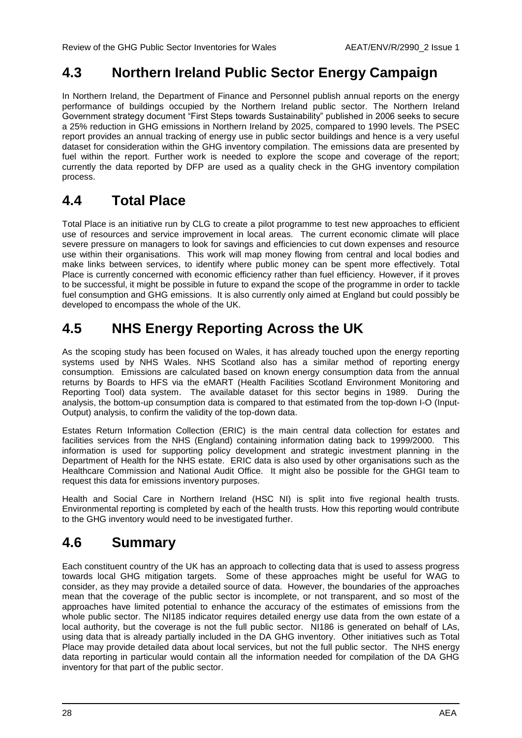## 4.3 Northern Ireland Public Sector Energy Campaign

In Northern Ireland, the Department of Finance and Personnel publish annual reports on the energy performance of buildings occupied by the Northern Ireland public sector. The Northern Ireland Government strategy document "First Steps towards Sustainability" published in 2006 seeks to secure a 25% reduction in GHG emissions in Northern Ireland by 2025, compared to 1990 levels. The PSEC report provides an annual tracking of energy use in public sector buildings and hence is a very useful dataset for consideration within the GHG inventory compilation. The emissions data are presented by fuel within the report. Further work is needed to explore the scope and coverage of the report; currently the data reported by DFP are used as a quality check in the GHG inventory compilation process.

## 4.4 Total Place

Total Place is an initiative run by CLG to create a pilot programme to test new approaches to efficient use of resources and service improvement in local areas. The current economic climate will place severe pressure on managers to look for savings and efficiencies to cut down expenses and resource use within their organisations. This work will map money flowing from central and local bodies and make links between services, to identify where public money can be spent more effectively. Total Place is currently concerned with economic efficiency rather than fuel efficiency. However, if it proves to be successful, it might be possible in future to expand the scope of the programme in order to tackle fuel consumption and GHG emissions. It is also currently only aimed at England but could possibly be developed to encompass the whole of the UK.

## 4.5 NHS Energy Reporting Across the UK

As the scoping study has been focused on Wales, it has already touched upon the energy reporting systems used by NHS Wales. NHS Scotland also has a similar method of reporting energy consumption. Emissions are calculated based on known energy consumption data from the annual returns by Boards to HFS via the eMART (Health Facilities Scotland Environment Monitoring and Reporting Tool) data system. The available dataset for this sector begins in 1989. During the analysis, the bottom-up consumption data is compared to that estimated from the top-down I-O (Input-Output) analysis, to confirm the validity of the top-down data.

Estates Return Information Collection (ERIC) is the main central data collection for estates and facilities services from the NHS (England) containing information dating back to 1999/2000. This information is used for supporting policy development and strategic investment planning in the Department of Health for the NHS estate. ERIC data is also used by other organisations such as the Healthcare Commission and National Audit Office. It might also be possible for the GHGI team to request this data for emissions inventory purposes.

Health and Social Care in Northern Ireland (HSC NI) is split into five regional health trusts. Environmental reporting is completed by each of the health trusts. How this reporting would contribute to the GHG inventory would need to be investigated further.

## 4.6 Summary

Each constituent country of the UK has an approach to collecting data that is used to assess progress towards local GHG mitigation targets. Some of these approaches might be useful for WAG to consider, as they may provide a detailed source of data. However, the boundaries of the approaches mean that the coverage of the public sector is incomplete, or not transparent, and so most of the approaches have limited potential to enhance the accuracy of the estimates of emissions from the whole public sector. The NI185 indicator requires detailed energy use data from the own estate of a local authority, but the coverage is not the full public sector. NI186 is generated on behalf of LAs, using data that is already partially included in the DA GHG inventory. Other initiatives such as Total Place may provide detailed data about local services, but not the full public sector. The NHS energy data reporting in particular would contain all the information needed for compilation of the DA GHG inventory for that part of the public sector.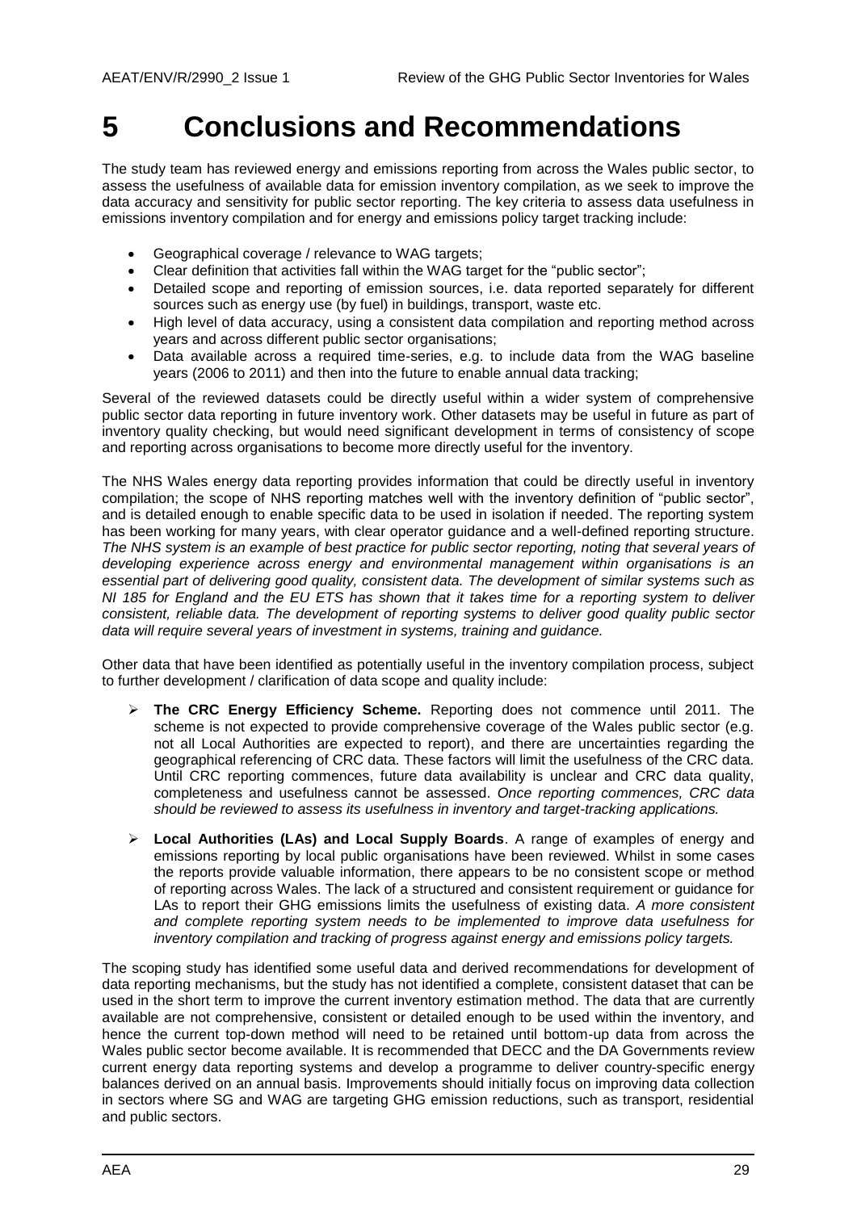# 5 Conclusions and Recommendations

The study team has reviewed energy and emissions reporting from across the Wales public sector, to assess the usefulness of available data for emission inventory compilation, as we seek to improve the data accuracy and sensitivity for public sector reporting. The key criteria to assess data usefulness in emissions inventory compilation and for energy and emissions policy target tracking include:

- Geographical coverage / relevance to WAG targets;
- Clear definition that activities fall within the WAG target for the "public sector";
- Detailed scope and reporting of emission sources, i.e. data reported separately for different sources such as energy use (by fuel) in buildings, transport, waste etc.
- High level of data accuracy, using a consistent data compilation and reporting method across years and across different public sector organisations;
- Data available across a required time-series, e.g. to include data from the WAG baseline years (2006 to 2011) and then into the future to enable annual data tracking;

Several of the reviewed datasets could be directly useful within a wider system of comprehensive public sector data reporting in future inventory work. Other datasets may be useful in future as part of inventory quality checking, but would need significant development in terms of consistency of scope and reporting across organisations to become more directly useful for the inventory.

The NHS Wales energy data reporting provides information that could be directly useful in inventory compilation; the scope of NHS reporting matches well with the inventory definition of "public sector", and is detailed enough to enable specific data to be used in isolation if needed. The reporting system has been working for many years, with clear operator guidance and a well-defined reporting structure. *The NHS system is an example of best practice for public sector reporting, noting that several years of developing experience across energy and environmental management within organisations is an essential part of delivering good quality, consistent data. The development of similar systems such as NI 185 for England and the EU ETS has shown that it takes time for a reporting system to deliver consistent, reliable data. The development of reporting systems to deliver good quality public sector data will require several years of investment in systems, training and guidance.*

Other data that have been identified as potentially useful in the inventory compilation process, subject to further development / clarification of data scope and quality include:

- **The CRC Energy Efficiency Scheme.** Reporting does not commence until 2011. The scheme is not expected to provide comprehensive coverage of the Wales public sector (e.g. not all Local Authorities are expected to report), and there are uncertainties regarding the geographical referencing of CRC data. These factors will limit the usefulness of the CRC data. Until CRC reporting commences, future data availability is unclear and CRC data quality, completeness and usefulness cannot be assessed. *Once reporting commences, CRC data should be reviewed to assess its usefulness in inventory and target-tracking applications.*

- **Local Authorities (LAs) and Local Supply Boards**. A range of examples of energy and emissions reporting by local public organisations have been reviewed. Whilst in some cases the reports provide valuable information, there appears to be no consistent scope or method of reporting across Wales. The lack of a structured and consistent requirement or guidance for LAs to report their GHG emissions limits the usefulness of existing data. *A more consistent and complete reporting system needs to be implemented to improve data usefulness for inventory compilation and tracking of progress against energy and emissions policy targets.*

The scoping study has identified some useful data and derived recommendations for development of data reporting mechanisms, but the study has not identified a complete, consistent dataset that can be used in the short term to improve the current inventory estimation method. The data that are currently available are not comprehensive, consistent or detailed enough to be used within the inventory, and hence the current top-down method will need to be retained until bottom-up data from across the Wales public sector become available. It is recommended that DECC and the DA Governments review current energy data reporting systems and develop a programme to deliver country-specific energy balances derived on an annual basis. Improvements should initially focus on improving data collection in sectors where SG and WAG are targeting GHG emission reductions, such as transport, residential and public sectors.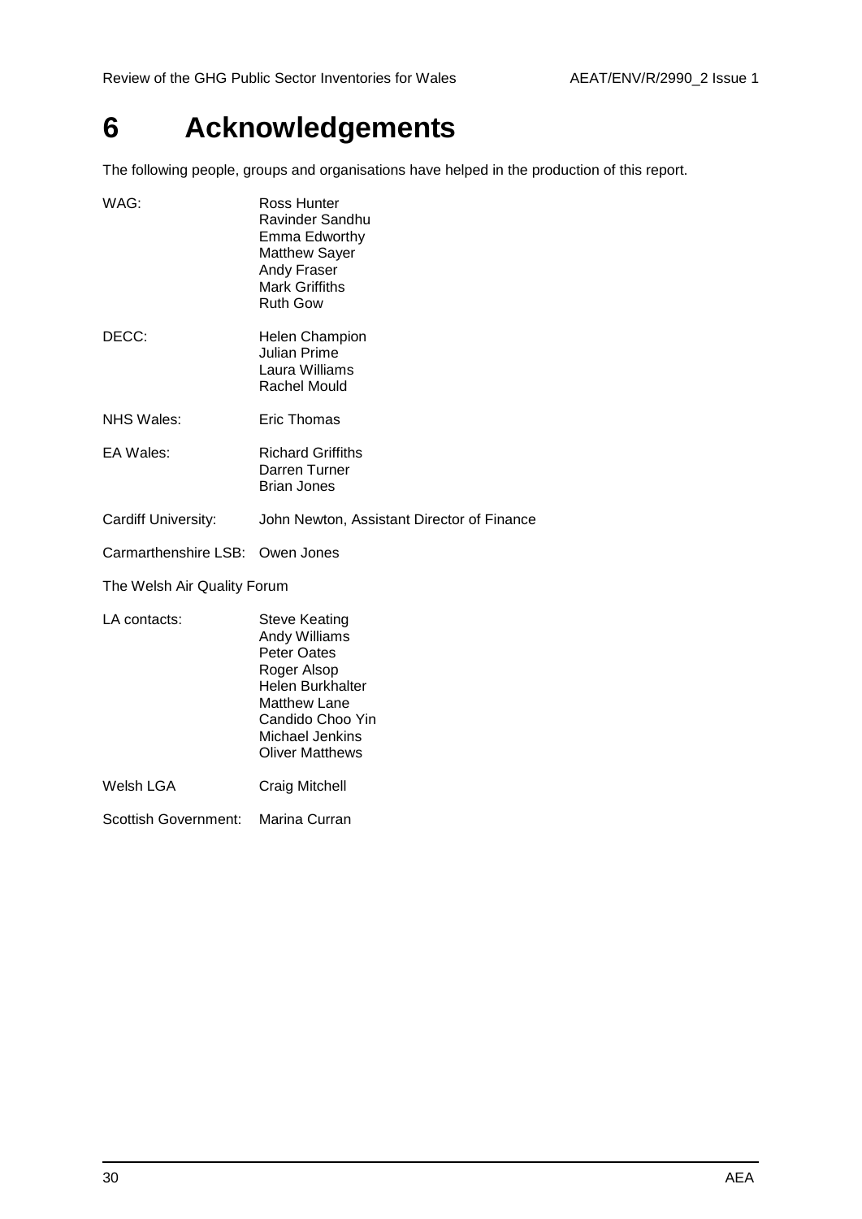# 6 Acknowledgements

The following people, groups and organisations have helped in the production of this report.

WAG:
- Ross Hunter
- Ravinder Sandhu
- Emma Edworthy
- Matthew Sayer
- Andy Fraser
- Mark Griffiths
- Ruth Gow

DECC:
- Helen Champion
- Julian Prime
- Laura Williams
- Rachel Mould

NHS Wales: Eric Thomas

EA Wales:
- Richard Griffiths
- Darren Turner
- Brian Jones

Cardiff University: John Newton, Assistant Director of Finance

Carmarthenshire LSB: Owen Jones

The Welsh Air Quality Forum

LA contacts:
- Steve Keating
- Andy Williams
- Peter Oates
- Roger Alsop
- Helen Burkhalter
- Matthew Lane
- Candido Choo Yin
- Michael Jenkins
- Oliver Matthews

Welsh LGA: Craig Mitchell

Scottish Government: Marina Curran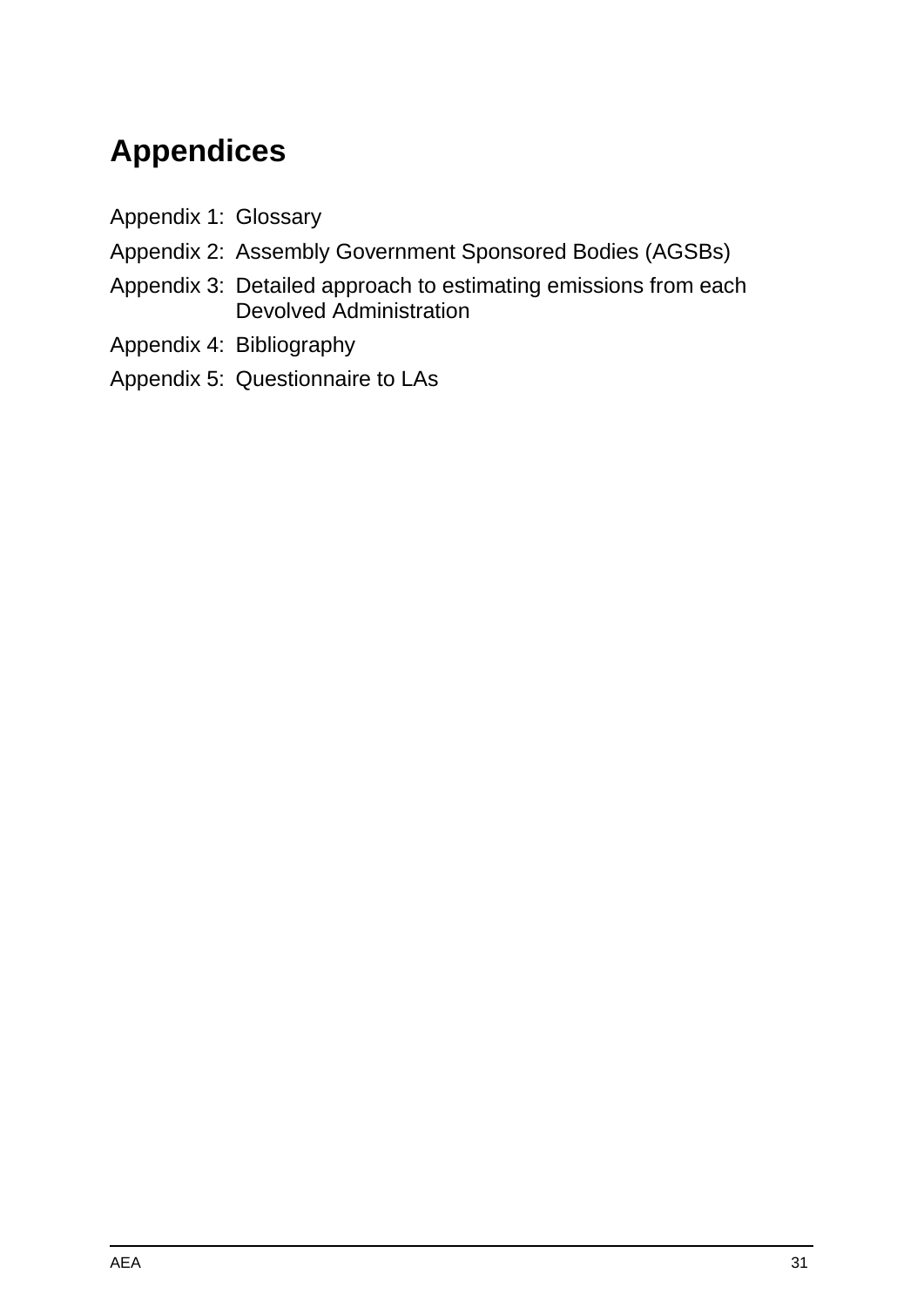# Appendices

Appendix 1: Glossary

Appendix 2: Assembly Government Sponsored Bodies (AGSBs)

Appendix 3: Detailed approach to estimating emissions from each Devolved Administration

Appendix 4: Bibliography

Appendix 5: Questionnaire to LAs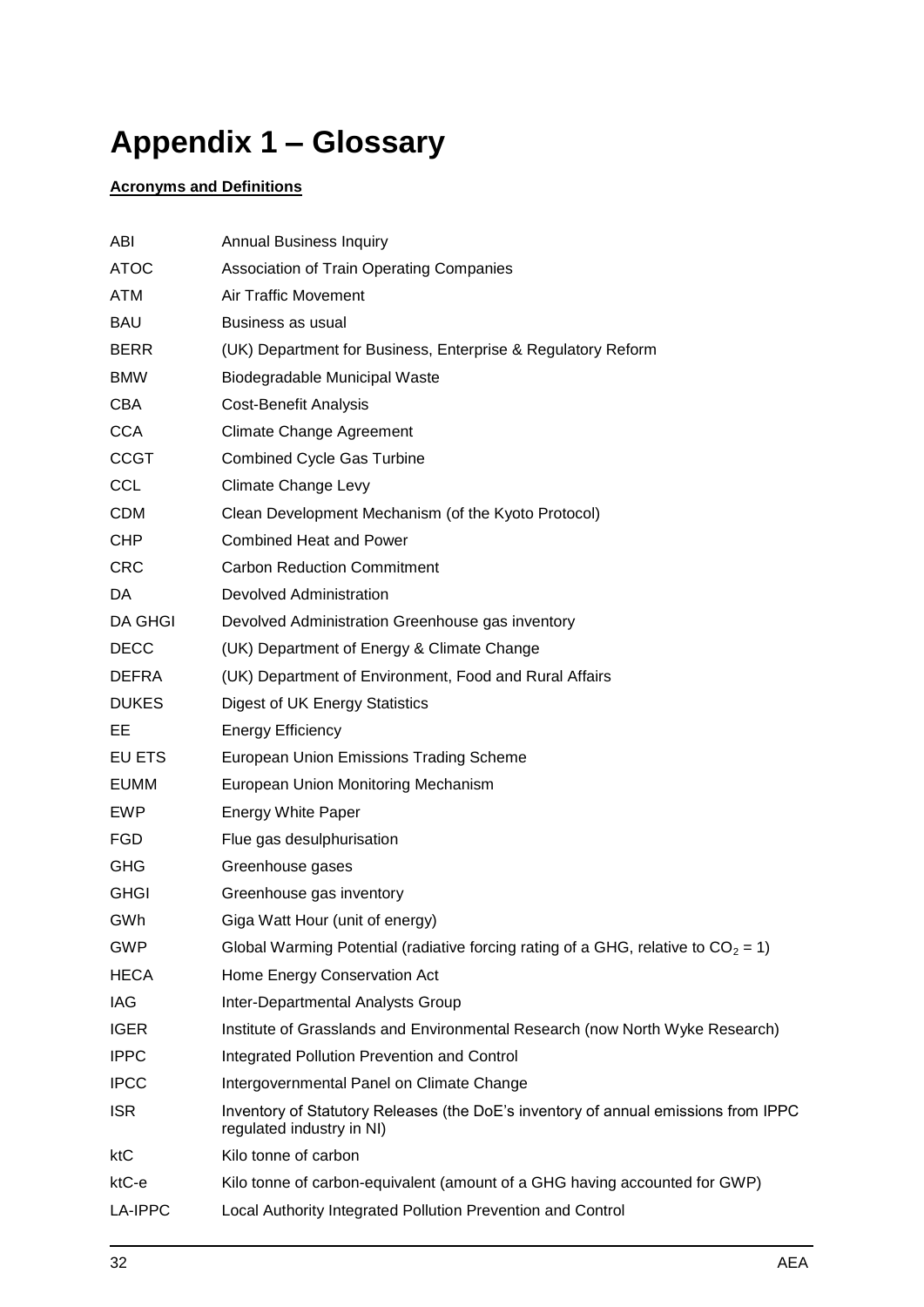# Appendix 1 – Glossary

**Acronyms and Definitions**

| | |
|---|---|
| ABI | Annual Business Inquiry |
| ATOC | Association of Train Operating Companies |
| ATM | Air Traffic Movement |
| BAU | Business as usual |
| BERR | (UK) Department for Business, Enterprise & Regulatory Reform |
| BMW | Biodegradable Municipal Waste |
| CBA | Cost-Benefit Analysis |
| CCA | Climate Change Agreement |
| CCGT | Combined Cycle Gas Turbine |
| CCL | Climate Change Levy |
| CDM | Clean Development Mechanism (of the Kyoto Protocol) |
| CHP | Combined Heat and Power |
| CRC | Carbon Reduction Commitment |
| DA | Devolved Administration |
| DA GHGI | Devolved Administration Greenhouse gas inventory |
| DECC | (UK) Department of Energy & Climate Change |
| DEFRA | (UK) Department of Environment, Food and Rural Affairs |
| DUKES | Digest of UK Energy Statistics |
| EE | Energy Efficiency |
| EU ETS | European Union Emissions Trading Scheme |
| EUMM | European Union Monitoring Mechanism |
| EWP | Energy White Paper |
| FGD | Flue gas desulphurisation |
| GHG | Greenhouse gases |
| GHGI | Greenhouse gas inventory |
| GWh | Giga Watt Hour (unit of energy) |
| GWP | Global Warming Potential (radiative forcing rating of a GHG, relative to $CO_2 = 1$) |
| HECA | Home Energy Conservation Act |
| IAG | Inter-Departmental Analysts Group |
| IGER | Institute of Grasslands and Environmental Research (now North Wyke Research) |
| IPPC | Integrated Pollution Prevention and Control |
| IPCC | Intergovernmental Panel on Climate Change |
| ISR | Inventory of Statutory Releases (the DoE's inventory of annual emissions from IPPC regulated industry in NI) |
| ktC | Kilo tonne of carbon |
| ktC-e | Kilo tonne of carbon-equivalent (amount of a GHG having accounted for GWP) |
| LA-IPPC | Local Authority Integrated Pollution Prevention and Control |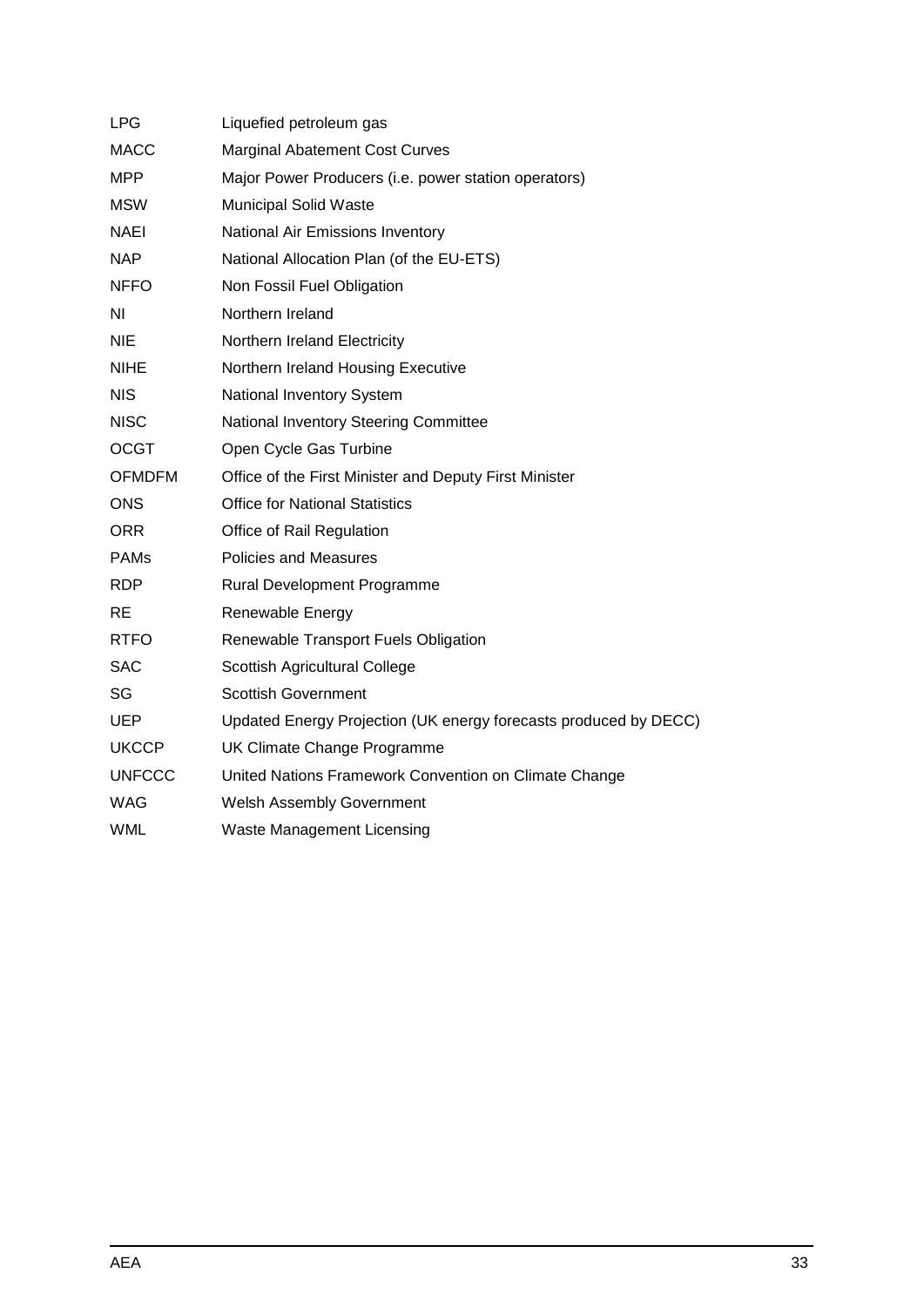| | |
|---|---|
| LPG | Liquefied petroleum gas |
| MACC | Marginal Abatement Cost Curves |
| MPP | Major Power Producers (i.e. power station operators) |
| MSW | Municipal Solid Waste |
| NAEI | National Air Emissions Inventory |
| NAP | National Allocation Plan (of the EU-ETS) |
| NFFO | Non Fossil Fuel Obligation |
| NI | Northern Ireland |
| NIE | Northern Ireland Electricity |
| NIHE | Northern Ireland Housing Executive |
| NIS | National Inventory System |
| NISC | National Inventory Steering Committee |
| OCGT | Open Cycle Gas Turbine |
| OFMDFM | Office of the First Minister and Deputy First Minister |
| ONS | Office for National Statistics |
| ORR | Office of Rail Regulation |
| PAMs | Policies and Measures |
| RDP | Rural Development Programme |
| RE | Renewable Energy |
| RTFO | Renewable Transport Fuels Obligation |
| SAC | Scottish Agricultural College |
| SG | Scottish Government |
| UEP | Updated Energy Projection (UK energy forecasts produced by DECC) |
| UKCCP | UK Climate Change Programme |
| UNFCCC | United Nations Framework Convention on Climate Change |
| WAG | Welsh Assembly Government |
| WML | Waste Management Licensing |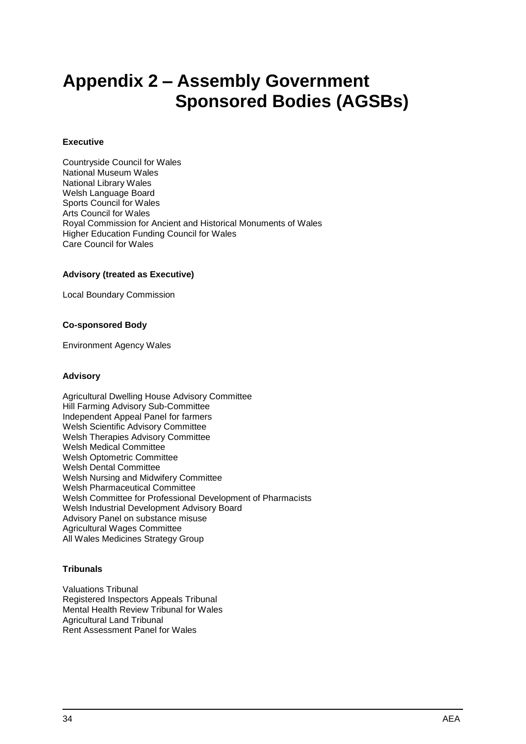# Appendix 2 – Assembly Government Sponsored Bodies (AGSBs)

**Executive**

Countryside Council for Wales
National Museum Wales
National Library Wales
Welsh Language Board
Sports Council for Wales
Arts Council for Wales
Royal Commission for Ancient and Historical Monuments of Wales
Higher Education Funding Council for Wales
Care Council for Wales

**Advisory (treated as Executive)**

Local Boundary Commission

**Co-sponsored Body**

Environment Agency Wales

**Advisory**

Agricultural Dwelling House Advisory Committee
Hill Farming Advisory Sub-Committee
Independent Appeal Panel for farmers
Welsh Scientific Advisory Committee
Welsh Therapies Advisory Committee
Welsh Medical Committee
Welsh Optometric Committee
Welsh Dental Committee
Welsh Nursing and Midwifery Committee
Welsh Pharmaceutical Committee
Welsh Committee for Professional Development of Pharmacists
Welsh Industrial Development Advisory Board
Advisory Panel on substance misuse
Agricultural Wages Committee
All Wales Medicines Strategy Group

**Tribunals**

Valuations Tribunal
Registered Inspectors Appeals Tribunal
Mental Health Review Tribunal for Wales
Agricultural Land Tribunal
Rent Assessment Panel for Wales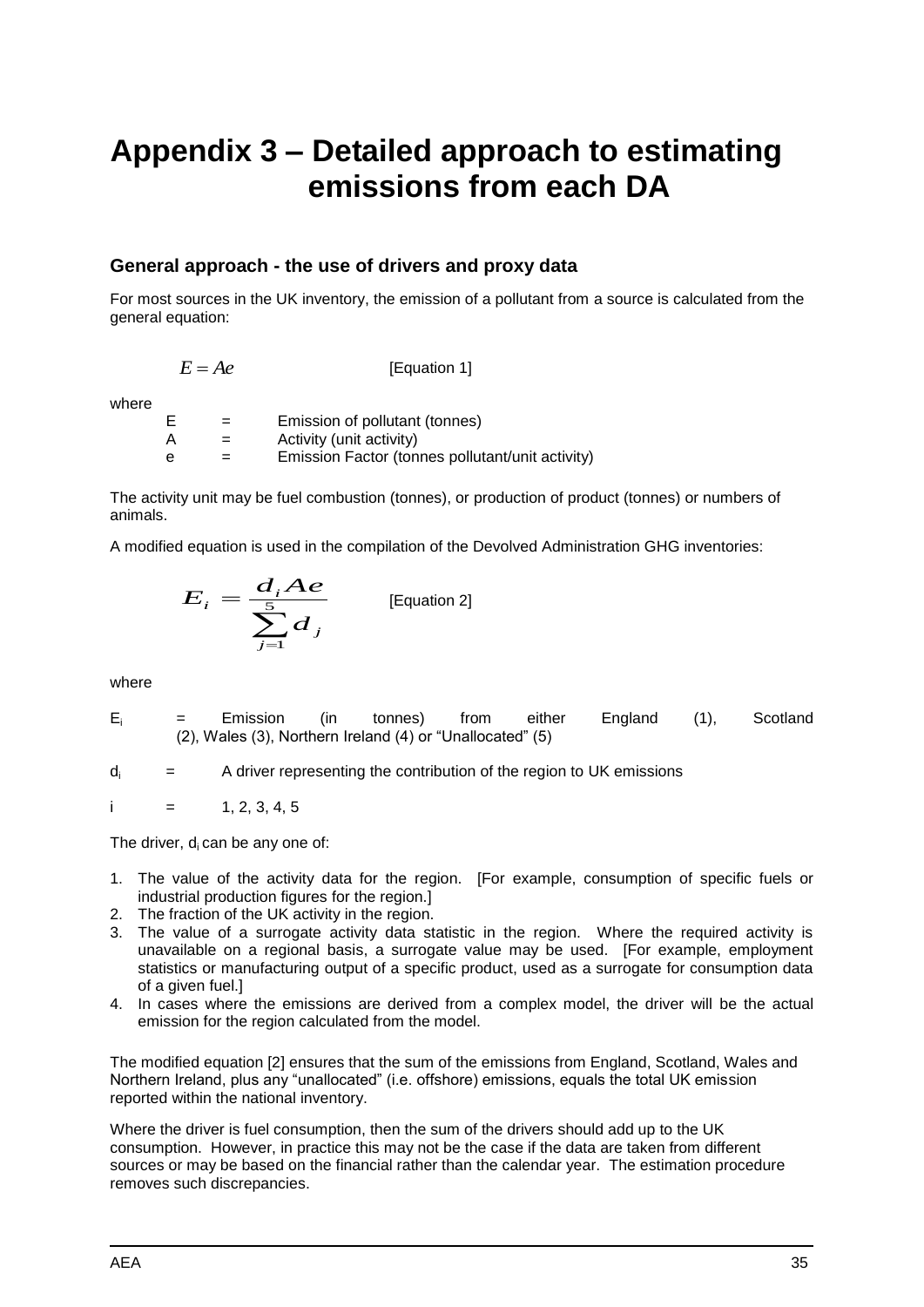# Appendix 3 – Detailed approach to estimating emissions from each DA

## General approach - the use of drivers and proxy data

For most sources in the UK inventory, the emission of a pollutant from a source is calculated from the general equation:

$$E = Ae \qquad \text{[Equation 1]}$$

where

- E = Emission of pollutant (tonnes)
- A = Activity (unit activity)
- e = Emission Factor (tonnes pollutant/unit activity)

The activity unit may be fuel combustion (tonnes), or production of product (tonnes) or numbers of animals.

A modified equation is used in the compilation of the Devolved Administration GHG inventories:

$$E_i = \frac{d_i Ae}{\sum_{j=1}^{5} d_j} \qquad \text{[Equation 2]}$$

where

$E_i$ = Emission (in tonnes) from either England (1), Scotland (2), Wales (3), Northern Ireland (4) or "Unallocated" (5)

$d_i$ = A driver representing the contribution of the region to UK emissions

$i$ = 1, 2, 3, 4, 5

The driver, $d_i$ can be any one of:

1. The value of the activity data for the region. [For example, consumption of specific fuels or industrial production figures for the region.]
2. The fraction of the UK activity in the region.
3. The value of a surrogate activity data statistic in the region. Where the required activity is unavailable on a regional basis, a surrogate value may be used. [For example, employment statistics or manufacturing output of a specific product, used as a surrogate for consumption data of a given fuel.]
4. In cases where the emissions are derived from a complex model, the driver will be the actual emission for the region calculated from the model.

The modified equation [2] ensures that the sum of the emissions from England, Scotland, Wales and Northern Ireland, plus any "unallocated" (i.e. offshore) emissions, equals the total UK emission reported within the national inventory.

Where the driver is fuel consumption, then the sum of the drivers should add up to the UK consumption. However, in practice this may not be the case if the data are taken from different sources or may be based on the financial rather than the calendar year. The estimation procedure removes such discrepancies.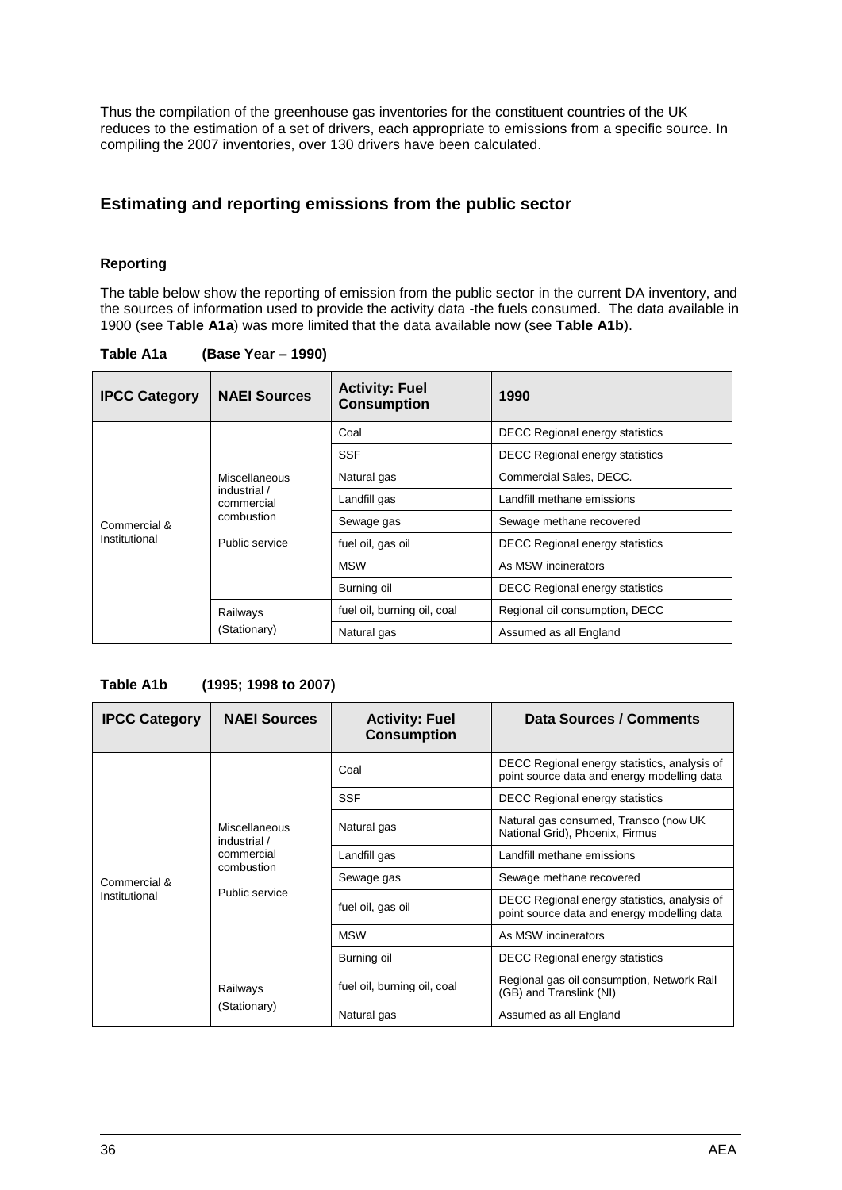Thus the compilation of the greenhouse gas inventories for the constituent countries of the UK reduces to the estimation of a set of drivers, each appropriate to emissions from a specific source. In compiling the 2007 inventories, over 130 drivers have been calculated.

## Estimating and reporting emissions from the public sector

### Reporting

The table below show the reporting of emission from the public sector in the current DA inventory, and the sources of information used to provide the activity data -the fuels consumed. The data available in 1900 (see **Table A1a**) was more limited that the data available now (see **Table A1b**).

**Table A1a (Base Year – 1990)**

| IPCC Category | NAEI Sources | Activity: Fuel Consumption | 1990 |
|---|---|---|---|
| Commercial & Institutional | Miscellaneous industrial / commercial combustion<br><br>Public service | Coal | DECC Regional energy statistics |
| | | SSF | DECC Regional energy statistics |
| | | Natural gas | Commercial Sales, DECC. |
| | | Landfill gas | Landfill methane emissions |
| | | Sewage gas | Sewage methane recovered |
| | | fuel oil, gas oil | DECC Regional energy statistics |
| | | MSW | As MSW incinerators |
| | | Burning oil | DECC Regional energy statistics |
| | Railways (Stationary) | fuel oil, burning oil, coal | Regional oil consumption, DECC |
| | | Natural gas | Assumed as all England |

**Table A1b (1995; 1998 to 2007)**

| IPCC Category | NAEI Sources | Activity: Fuel Consumption | Data Sources / Comments |
|---|---|---|---|
| Commercial & Institutional | Miscellaneous industrial / commercial combustion<br><br>Public service | Coal | DECC Regional energy statistics, analysis of point source data and energy modelling data |
| | | SSF | DECC Regional energy statistics |
| | | Natural gas | Natural gas consumed, Transco (now UK National Grid), Phoenix, Firmus |
| | | Landfill gas | Landfill methane emissions |
| | | Sewage gas | Sewage methane recovered |
| | | fuel oil, gas oil | DECC Regional energy statistics, analysis of point source data and energy modelling data |
| | | MSW | As MSW incinerators |
| | | Burning oil | DECC Regional energy statistics |
| | Railways (Stationary) | fuel oil, burning oil, coal | Regional gas oil consumption, Network Rail (GB) and Translink (NI) |
| | | Natural gas | Assumed as all England |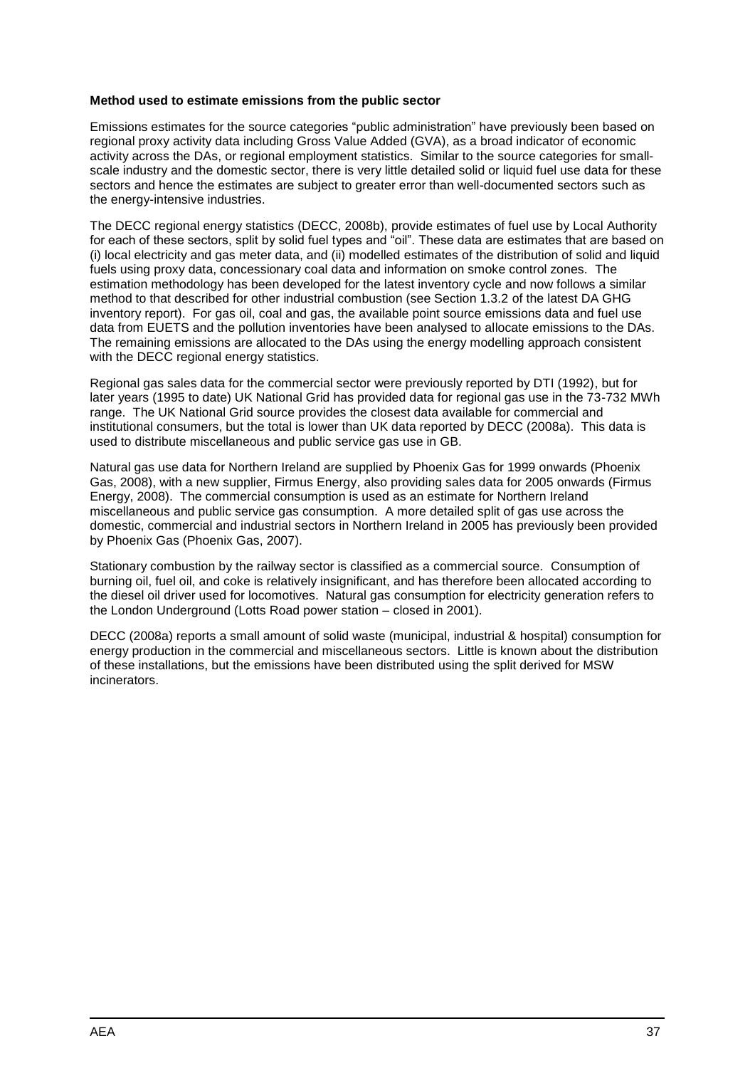**Method used to estimate emissions from the public sector**

Emissions estimates for the source categories "public administration" have previously been based on regional proxy activity data including Gross Value Added (GVA), as a broad indicator of economic activity across the DAs, or regional employment statistics. Similar to the source categories for small-scale industry and the domestic sector, there is very little detailed solid or liquid fuel use data for these sectors and hence the estimates are subject to greater error than well-documented sectors such as the energy-intensive industries.

The DECC regional energy statistics (DECC, 2008b), provide estimates of fuel use by Local Authority for each of these sectors, split by solid fuel types and "oil". These data are estimates that are based on (i) local electricity and gas meter data, and (ii) modelled estimates of the distribution of solid and liquid fuels using proxy data, concessionary coal data and information on smoke control zones. The estimation methodology has been developed for the latest inventory cycle and now follows a similar method to that described for other industrial combustion (see Section 1.3.2 of the latest DA GHG inventory report). For gas oil, coal and gas, the available point source emissions data and fuel use data from EUETS and the pollution inventories have been analysed to allocate emissions to the DAs. The remaining emissions are allocated to the DAs using the energy modelling approach consistent with the DECC regional energy statistics.

Regional gas sales data for the commercial sector were previously reported by DTI (1992), but for later years (1995 to date) UK National Grid has provided data for regional gas use in the 73-732 MWh range. The UK National Grid source provides the closest data available for commercial and institutional consumers, but the total is lower than UK data reported by DECC (2008a). This data is used to distribute miscellaneous and public service gas use in GB.

Natural gas use data for Northern Ireland are supplied by Phoenix Gas for 1999 onwards (Phoenix Gas, 2008), with a new supplier, Firmus Energy, also providing sales data for 2005 onwards (Firmus Energy, 2008). The commercial consumption is used as an estimate for Northern Ireland miscellaneous and public service gas consumption. A more detailed split of gas use across the domestic, commercial and industrial sectors in Northern Ireland in 2005 has previously been provided by Phoenix Gas (Phoenix Gas, 2007).

Stationary combustion by the railway sector is classified as a commercial source. Consumption of burning oil, fuel oil, and coke is relatively insignificant, and has therefore been allocated according to the diesel oil driver used for locomotives. Natural gas consumption for electricity generation refers to the London Underground (Lotts Road power station – closed in 2001).

DECC (2008a) reports a small amount of solid waste (municipal, industrial & hospital) consumption for energy production in the commercial and miscellaneous sectors. Little is known about the distribution of these installations, but the emissions have been distributed using the split derived for MSW incinerators.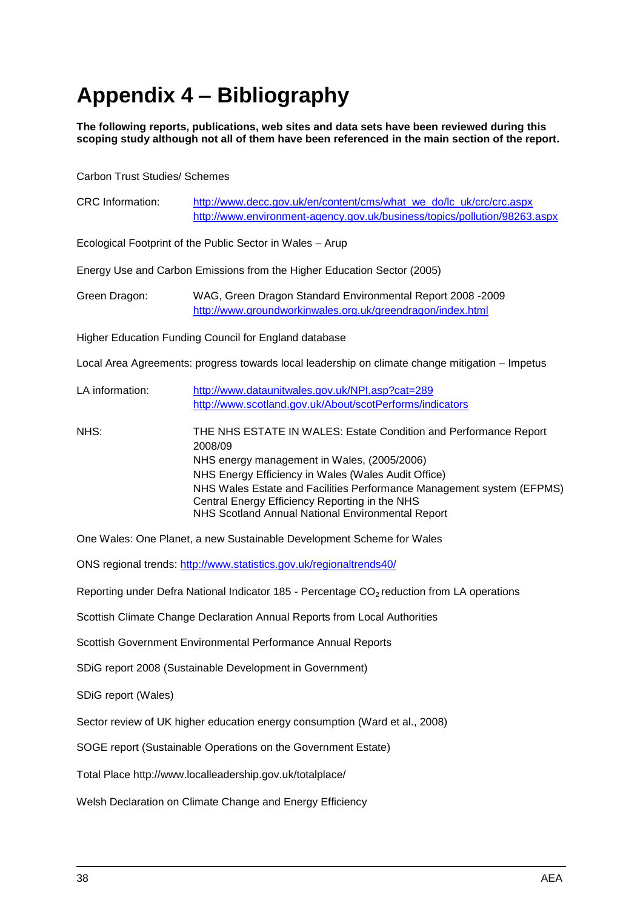# Appendix 4 – Bibliography

**The following reports, publications, web sites and data sets have been reviewed during this scoping study although not all of them have been referenced in the main section of the report.**

Carbon Trust Studies/ Schemes

CRC Information: http://www.decc.gov.uk/en/content/cms/what_we_do/lc_uk/crc/crc.aspx
http://www.environment-agency.gov.uk/business/topics/pollution/98263.aspx

Ecological Footprint of the Public Sector in Wales – Arup

Energy Use and Carbon Emissions from the Higher Education Sector (2005)

Green Dragon: WAG, Green Dragon Standard Environmental Report 2008 -2009
http://www.groundworkinwales.org.uk/greendragon/index.html

Higher Education Funding Council for England database

Local Area Agreements: progress towards local leadership on climate change mitigation – Impetus

LA information: http://www.dataunitwales.gov.uk/NPI.asp?cat=289
http://www.scotland.gov.uk/About/scotPerforms/indicators

NHS: THE NHS ESTATE IN WALES: Estate Condition and Performance Report 2008/09
NHS energy management in Wales, (2005/2006)
NHS Energy Efficiency in Wales (Wales Audit Office)
NHS Wales Estate and Facilities Performance Management system (EFPMS)
Central Energy Efficiency Reporting in the NHS
NHS Scotland Annual National Environmental Report

One Wales: One Planet, a new Sustainable Development Scheme for Wales

ONS regional trends: http://www.statistics.gov.uk/regionaltrends40/

Reporting under Defra National Indicator 185 - Percentage $CO_2$ reduction from LA operations

Scottish Climate Change Declaration Annual Reports from Local Authorities

Scottish Government Environmental Performance Annual Reports

SDiG report 2008 (Sustainable Development in Government)

SDiG report (Wales)

Sector review of UK higher education energy consumption (Ward et al., 2008)

SOGE report (Sustainable Operations on the Government Estate)

Total Place http://www.localleadership.gov.uk/totalplace/

Welsh Declaration on Climate Change and Energy Efficiency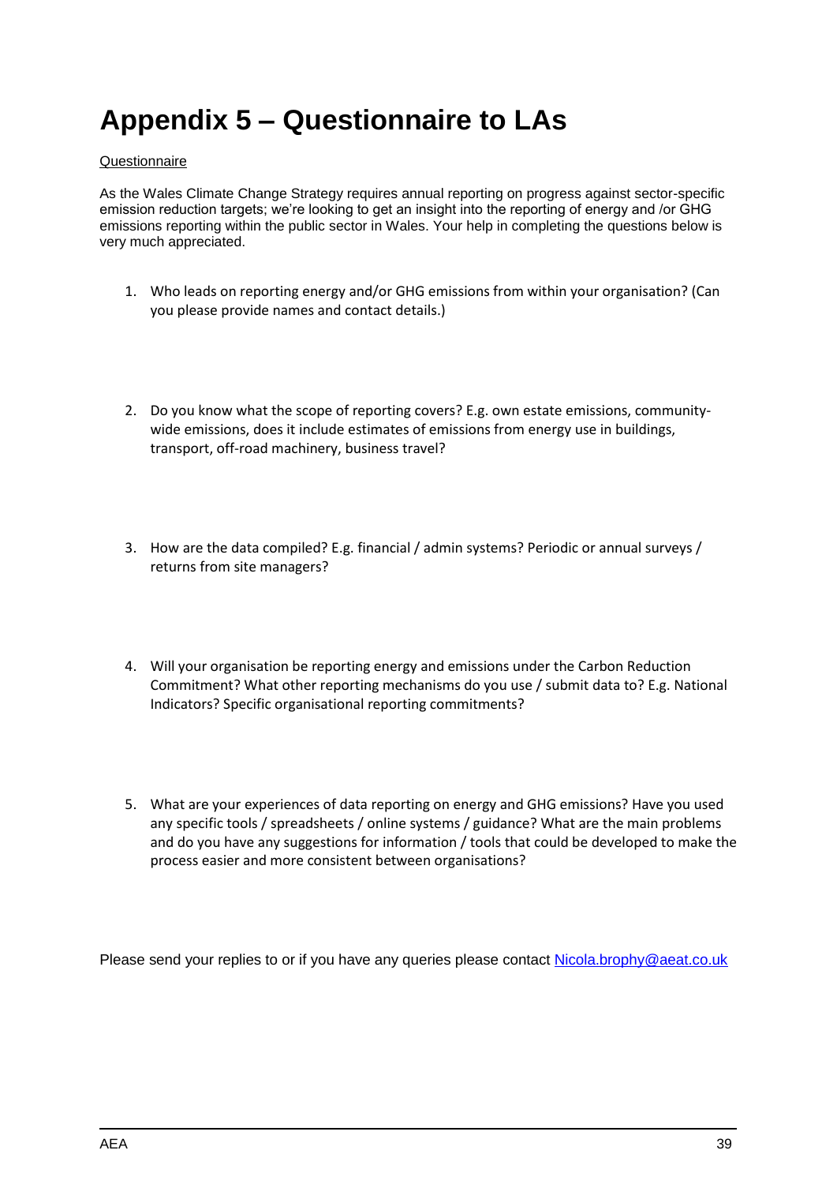# Appendix 5 – Questionnaire to LAs

Questionnaire

As the Wales Climate Change Strategy requires annual reporting on progress against sector-specific emission reduction targets; we're looking to get an insight into the reporting of energy and /or GHG emissions reporting within the public sector in Wales. Your help in completing the questions below is very much appreciated.

1. Who leads on reporting energy and/or GHG emissions from within your organisation? (Can you please provide names and contact details.)

2. Do you know what the scope of reporting covers? E.g. own estate emissions, community-wide emissions, does it include estimates of emissions from energy use in buildings, transport, off-road machinery, business travel?

3. How are the data compiled? E.g. financial / admin systems? Periodic or annual surveys / returns from site managers?

4. Will your organisation be reporting energy and emissions under the Carbon Reduction Commitment? What other reporting mechanisms do you use / submit data to? E.g. National Indicators? Specific organisational reporting commitments?

5. What are your experiences of data reporting on energy and GHG emissions? Have you used any specific tools / spreadsheets / online systems / guidance? What are the main problems and do you have any suggestions for information / tools that could be developed to make the process easier and more consistent between organisations?

Please send your replies to or if you have any queries please contact Nicola.brophy@aeat.co.uk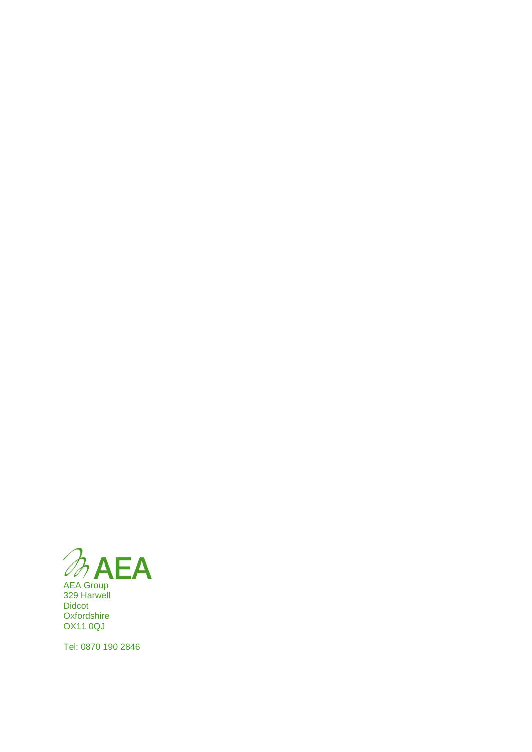AEA

AEA Group
329 Harwell
Didcot
Oxfordshire
OX11 0QJ

Tel: 0870 190 2846